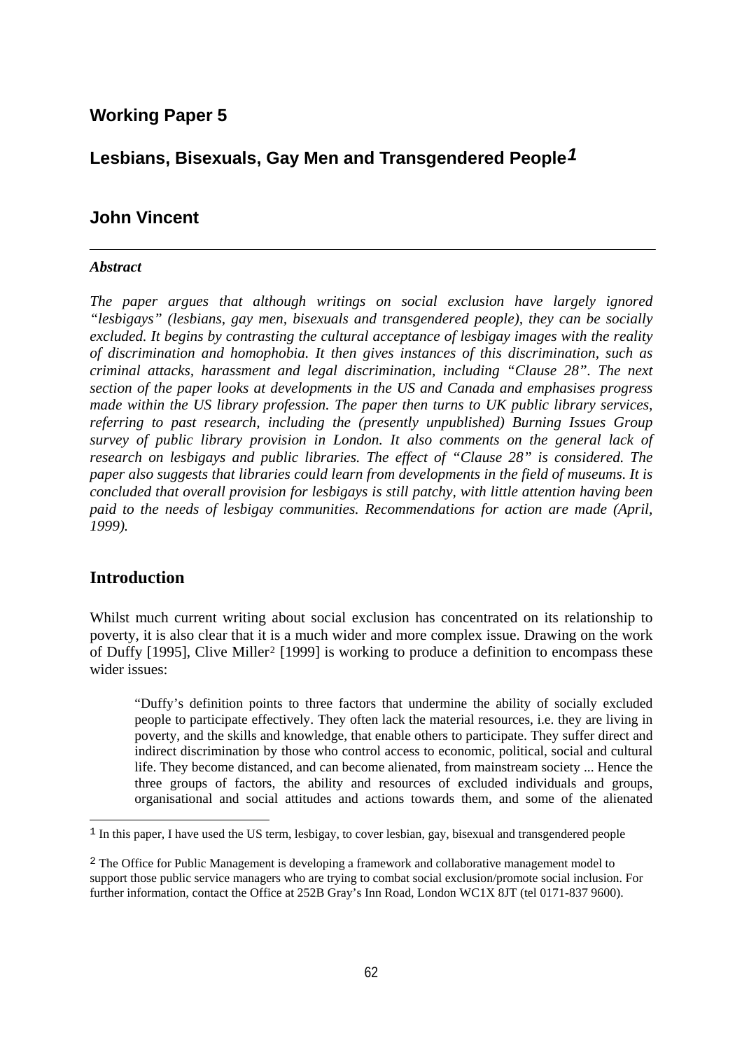## Working Paper 5

# Lesbians, Bisexuals, Gay Men and Transgendered People[1]

## John Vincent

---

***Abstract***

*The paper argues that although writings on social exclusion have largely ignored "lesbigays" (lesbians, gay men, bisexuals and transgendered people), they can be socially excluded. It begins by contrasting the cultural acceptance of lesbigay images with the reality of discrimination and homophobia. It then gives instances of this discrimination, such as criminal attacks, harassment and legal discrimination, including "Clause 28". The next section of the paper looks at developments in the US and Canada and emphasises progress made within the US library profession. The paper then turns to UK public library services, referring to past research, including the (presently unpublished) Burning Issues Group survey of public library provision in London. It also comments on the general lack of research on lesbigays and public libraries. The effect of "Clause 28" is considered. The paper also suggests that libraries could learn from developments in the field of museums. It is concluded that overall provision for lesbigays is still patchy, with little attention having been paid to the needs of lesbigay communities. Recommendations for action are made (April, 1999).*

## Introduction

Whilst much current writing about social exclusion has concentrated on its relationship to poverty, it is also clear that it is a much wider and more complex issue. Drawing on the work of Duffy [1995], Clive Miller[2] [1999] is working to produce a definition to encompass these wider issues:

> "Duffy's definition points to three factors that undermine the ability of socially excluded people to participate effectively. They often lack the material resources, i.e. they are living in poverty, and the skills and knowledge, that enable others to participate. They suffer direct and indirect discrimination by those who control access to economic, political, social and cultural life. They become distanced, and can become alienated, from mainstream society ... Hence the three groups of factors, the ability and resources of excluded individuals and groups, organisational and social attitudes and actions towards them, and some of the alienated

---

[1] In this paper, I have used the US term, lesbigay, to cover lesbian, gay, bisexual and transgendered people

[2] The Office for Public Management is developing a framework and collaborative management model to support those public service managers who are trying to combat social exclusion/promote social inclusion. For further information, contact the Office at 252B Gray's Inn Road, London WC1X 8JT (tel 0171-837 9600).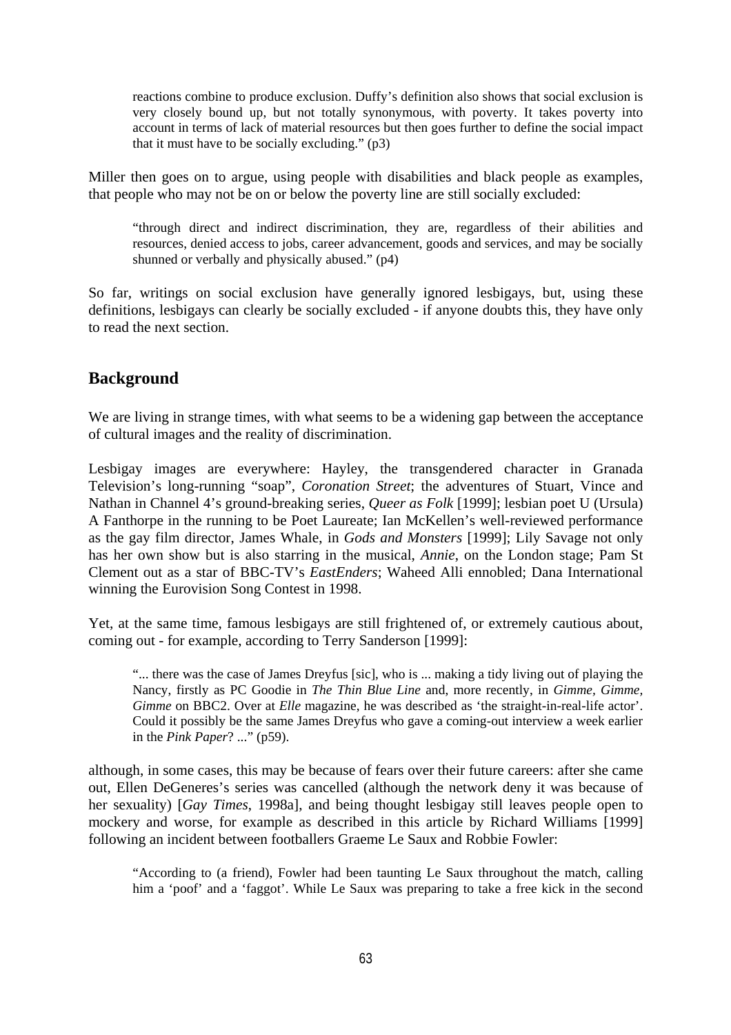> reactions combine to produce exclusion. Duffy's definition also shows that social exclusion is very closely bound up, but not totally synonymous, with poverty. It takes poverty into account in terms of lack of material resources but then goes further to define the social impact that it must have to be socially excluding." (p3)

Miller then goes on to argue, using people with disabilities and black people as examples, that people who may not be on or below the poverty line are still socially excluded:

> "through direct and indirect discrimination, they are, regardless of their abilities and resources, denied access to jobs, career advancement, goods and services, and may be socially shunned or verbally and physically abused." (p4)

So far, writings on social exclusion have generally ignored lesbigays, but, using these definitions, lesbigays can clearly be socially excluded - if anyone doubts this, they have only to read the next section.

## Background

We are living in strange times, with what seems to be a widening gap between the acceptance of cultural images and the reality of discrimination.

Lesbigay images are everywhere: Hayley, the transgendered character in Granada Television's long-running "soap", *Coronation Street*; the adventures of Stuart, Vince and Nathan in Channel 4's ground-breaking series, *Queer as Folk* [1999]; lesbian poet U (Ursula) A Fanthorpe in the running to be Poet Laureate; Ian McKellen's well-reviewed performance as the gay film director, James Whale, in *Gods and Monsters* [1999]; Lily Savage not only has her own show but is also starring in the musical, *Annie*, on the London stage; Pam St Clement out as a star of BBC-TV's *EastEnders*; Waheed Alli ennobled; Dana International winning the Eurovision Song Contest in 1998.

Yet, at the same time, famous lesbigays are still frightened of, or extremely cautious about, coming out - for example, according to Terry Sanderson [1999]:

> "... there was the case of James Dreyfus [sic], who is ... making a tidy living out of playing the Nancy, firstly as PC Goodie in *The Thin Blue Line* and, more recently, in *Gimme, Gimme, Gimme* on BBC2. Over at *Elle* magazine, he was described as 'the straight-in-real-life actor'. Could it possibly be the same James Dreyfus who gave a coming-out interview a week earlier in the *Pink Paper*? ..." (p59).

although, in some cases, this may be because of fears over their future careers: after she came out, Ellen DeGeneres's series was cancelled (although the network deny it was because of her sexuality) [*Gay Times*, 1998a], and being thought lesbigay still leaves people open to mockery and worse, for example as described in this article by Richard Williams [1999] following an incident between footballers Graeme Le Saux and Robbie Fowler:

> "According to (a friend), Fowler had been taunting Le Saux throughout the match, calling him a 'poof' and a 'faggot'. While Le Saux was preparing to take a free kick in the second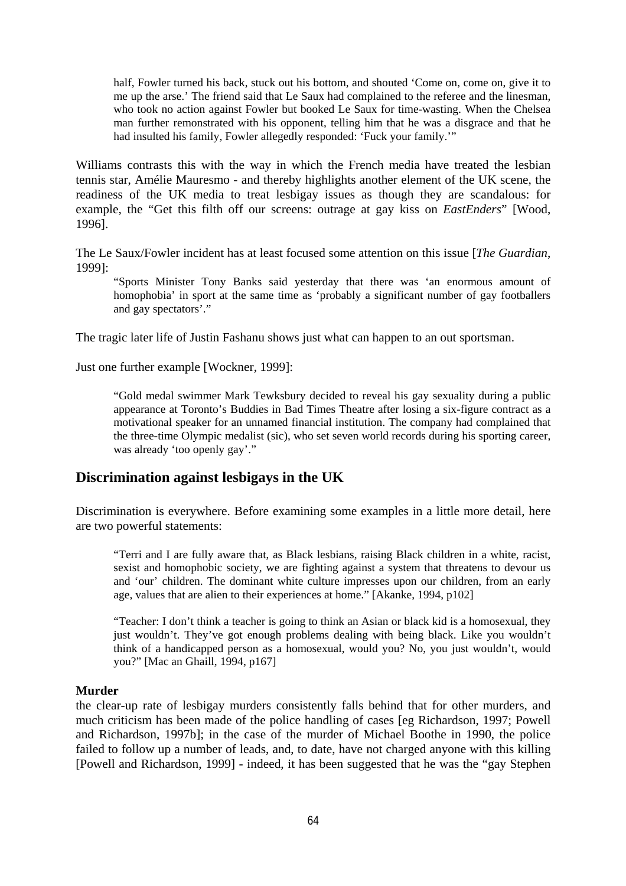half, Fowler turned his back, stuck out his bottom, and shouted 'Come on, come on, give it to me up the arse.' The friend said that Le Saux had complained to the referee and the linesman, who took no action against Fowler but booked Le Saux for time-wasting. When the Chelsea man further remonstrated with his opponent, telling him that he was a disgrace and that he had insulted his family, Fowler allegedly responded: 'Fuck your family.'"

Williams contrasts this with the way in which the French media have treated the lesbian tennis star, Amélie Mauresmo - and thereby highlights another element of the UK scene, the readiness of the UK media to treat lesbigay issues as though they are scandalous: for example, the "Get this filth off our screens: outrage at gay kiss on *EastEnders*" [Wood, 1996].

The Le Saux/Fowler incident has at least focused some attention on this issue [*The Guardian*, 1999]:

> "Sports Minister Tony Banks said yesterday that there was 'an enormous amount of homophobia' in sport at the same time as 'probably a significant number of gay footballers and gay spectators'."

The tragic later life of Justin Fashanu shows just what can happen to an out sportsman.

Just one further example [Wockner, 1999]:

> "Gold medal swimmer Mark Tewksbury decided to reveal his gay sexuality during a public appearance at Toronto's Buddies in Bad Times Theatre after losing a six-figure contract as a motivational speaker for an unnamed financial institution. The company had complained that the three-time Olympic medalist (sic), who set seven world records during his sporting career, was already 'too openly gay'."

## Discrimination against lesbigays in the UK

Discrimination is everywhere. Before examining some examples in a little more detail, here are two powerful statements:

> "Terri and I are fully aware that, as Black lesbians, raising Black children in a white, racist, sexist and homophobic society, we are fighting against a system that threatens to devour us and 'our' children. The dominant white culture impresses upon our children, from an early age, values that are alien to their experiences at home." [Akanke, 1994, p102]

> "Teacher: I don't think a teacher is going to think an Asian or black kid is a homosexual, they just wouldn't. They've got enough problems dealing with being black. Like you wouldn't think of a handicapped person as a homosexual, would you? No, you just wouldn't, would you?" [Mac an Ghaill, 1994, p167]

**Murder**

the clear-up rate of lesbigay murders consistently falls behind that for other murders, and much criticism has been made of the police handling of cases [eg Richardson, 1997; Powell and Richardson, 1997b]; in the case of the murder of Michael Boothe in 1990, the police failed to follow up a number of leads, and, to date, have not charged anyone with this killing [Powell and Richardson, 1999] - indeed, it has been suggested that he was the "gay Stephen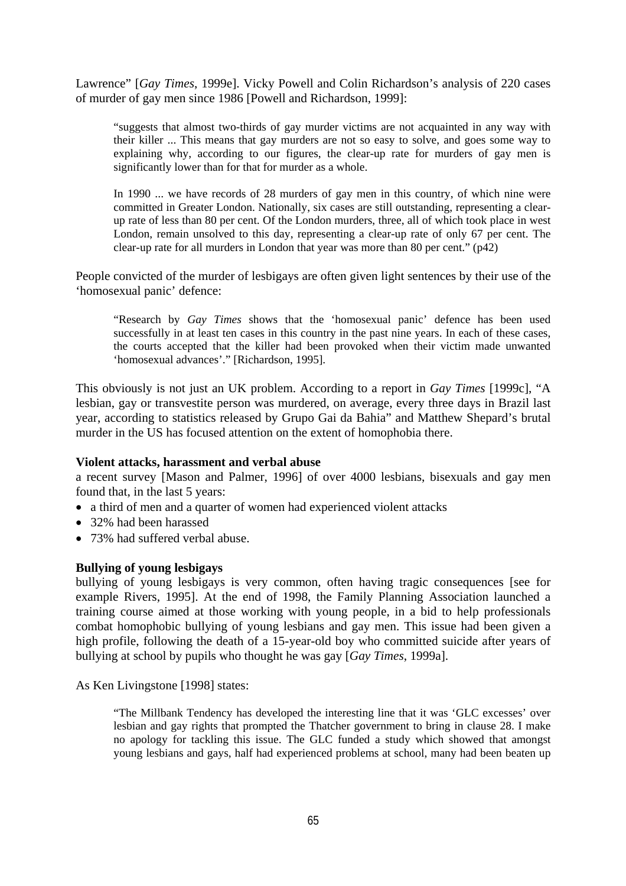Lawrence" [*Gay Times*, 1999e]. Vicky Powell and Colin Richardson's analysis of 220 cases of murder of gay men since 1986 [Powell and Richardson, 1999]:

> "suggests that almost two-thirds of gay murder victims are not acquainted in any way with their killer ... This means that gay murders are not so easy to solve, and goes some way to explaining why, according to our figures, the clear-up rate for murders of gay men is significantly lower than for that for murder as a whole.
>
> In 1990 ... we have records of 28 murders of gay men in this country, of which nine were committed in Greater London. Nationally, six cases are still outstanding, representing a clear-up rate of less than 80 per cent. Of the London murders, three, all of which took place in west London, remain unsolved to this day, representing a clear-up rate of only 67 per cent. The clear-up rate for all murders in London that year was more than 80 per cent." (p42)

People convicted of the murder of lesbigays are often given light sentences by their use of the 'homosexual panic' defence:

> "Research by *Gay Times* shows that the 'homosexual panic' defence has been used successfully in at least ten cases in this country in the past nine years. In each of these cases, the courts accepted that the killer had been provoked when their victim made unwanted 'homosexual advances'." [Richardson, 1995].

This obviously is not just an UK problem. According to a report in *Gay Times* [1999c], "A lesbian, gay or transvestite person was murdered, on average, every three days in Brazil last year, according to statistics released by Grupo Gai da Bahia" and Matthew Shepard's brutal murder in the US has focused attention on the extent of homophobia there.

**Violent attacks, harassment and verbal abuse**

a recent survey [Mason and Palmer, 1996] of over 4000 lesbians, bisexuals and gay men found that, in the last 5 years:

- a third of men and a quarter of women had experienced violent attacks
- 32% had been harassed
- 73% had suffered verbal abuse.

**Bullying of young lesbigays**

bullying of young lesbigays is very common, often having tragic consequences [see for example Rivers, 1995]. At the end of 1998, the Family Planning Association launched a training course aimed at those working with young people, in a bid to help professionals combat homophobic bullying of young lesbians and gay men. This issue had been given a high profile, following the death of a 15-year-old boy who committed suicide after years of bullying at school by pupils who thought he was gay [*Gay Times*, 1999a].

As Ken Livingstone [1998] states:

> "The Millbank Tendency has developed the interesting line that it was 'GLC excesses' over lesbian and gay rights that prompted the Thatcher government to bring in clause 28. I make no apology for tackling this issue. The GLC funded a study which showed that amongst young lesbians and gays, half had experienced problems at school, many had been beaten up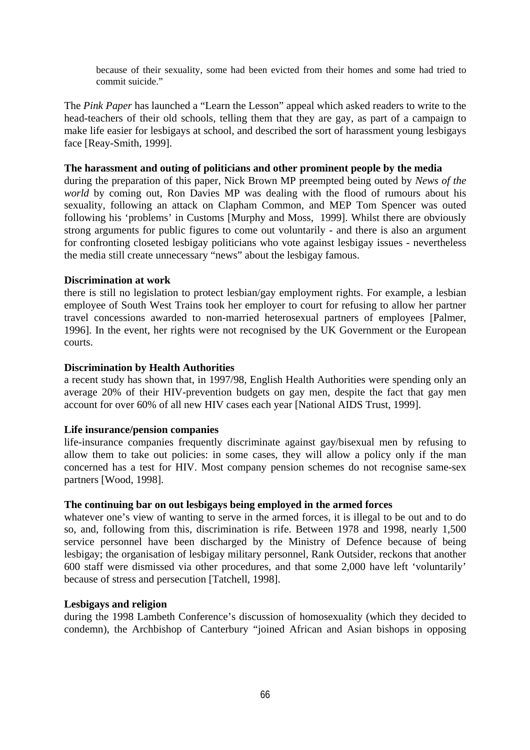> because of their sexuality, some had been evicted from their homes and some had tried to commit suicide."

The *Pink Paper* has launched a "Learn the Lesson" appeal which asked readers to write to the head-teachers of their old schools, telling them that they are gay, as part of a campaign to make life easier for lesbigays at school, and described the sort of harassment young lesbigays face [Reay-Smith, 1999].

**The harassment and outing of politicians and other prominent people by the media**
during the preparation of this paper, Nick Brown MP preempted being outed by *News of the world* by coming out, Ron Davies MP was dealing with the flood of rumours about his sexuality, following an attack on Clapham Common, and MEP Tom Spencer was outed following his 'problems' in Customs [Murphy and Moss, 1999]. Whilst there are obviously strong arguments for public figures to come out voluntarily - and there is also an argument for confronting closeted lesbigay politicians who vote against lesbigay issues - nevertheless the media still create unnecessary "news" about the lesbigay famous.

**Discrimination at work**
there is still no legislation to protect lesbian/gay employment rights. For example, a lesbian employee of South West Trains took her employer to court for refusing to allow her partner travel concessions awarded to non-married heterosexual partners of employees [Palmer, 1996]. In the event, her rights were not recognised by the UK Government or the European courts.

**Discrimination by Health Authorities**
a recent study has shown that, in 1997/98, English Health Authorities were spending only an average 20% of their HIV-prevention budgets on gay men, despite the fact that gay men account for over 60% of all new HIV cases each year [National AIDS Trust, 1999].

**Life insurance/pension companies**
life-insurance companies frequently discriminate against gay/bisexual men by refusing to allow them to take out policies: in some cases, they will allow a policy only if the man concerned has a test for HIV. Most company pension schemes do not recognise same-sex partners [Wood, 1998].

**The continuing bar on out lesbigays being employed in the armed forces**
whatever one's view of wanting to serve in the armed forces, it is illegal to be out and to do so, and, following from this, discrimination is rife. Between 1978 and 1998, nearly 1,500 service personnel have been discharged by the Ministry of Defence because of being lesbigay; the organisation of lesbigay military personnel, Rank Outsider, reckons that another 600 staff were dismissed via other procedures, and that some 2,000 have left 'voluntarily' because of stress and persecution [Tatchell, 1998].

**Lesbigays and religion**
during the 1998 Lambeth Conference's discussion of homosexuality (which they decided to condemn), the Archbishop of Canterbury "joined African and Asian bishops in opposing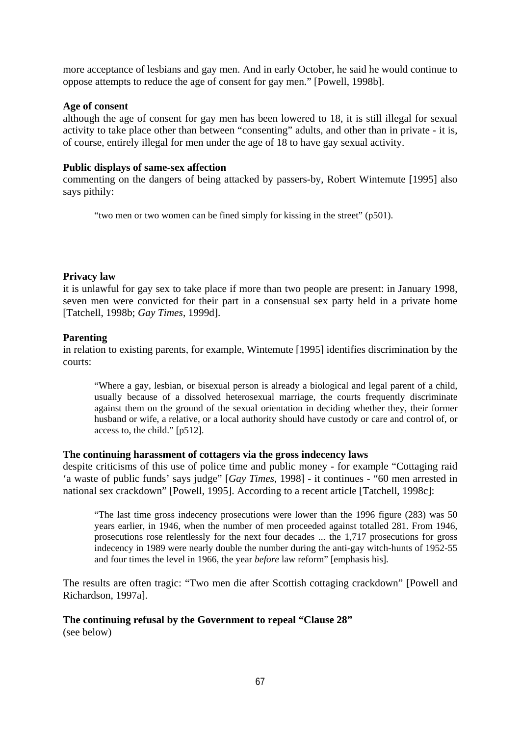more acceptance of lesbians and gay men. And in early October, he said he would continue to oppose attempts to reduce the age of consent for gay men." [Powell, 1998b].

**Age of consent**

although the age of consent for gay men has been lowered to 18, it is still illegal for sexual activity to take place other than between "consenting" adults, and other than in private - it is, of course, entirely illegal for men under the age of 18 to have gay sexual activity.

**Public displays of same-sex affection**

commenting on the dangers of being attacked by passers-by, Robert Wintemute [1995] also says pithily:

> "two men or two women can be fined simply for kissing in the street" (p501).

**Privacy law**

it is unlawful for gay sex to take place if more than two people are present: in January 1998, seven men were convicted for their part in a consensual sex party held in a private home [Tatchell, 1998b; *Gay Times*, 1999d].

**Parenting**

in relation to existing parents, for example, Wintemute [1995] identifies discrimination by the courts:

> "Where a gay, lesbian, or bisexual person is already a biological and legal parent of a child, usually because of a dissolved heterosexual marriage, the courts frequently discriminate against them on the ground of the sexual orientation in deciding whether they, their former husband or wife, a relative, or a local authority should have custody or care and control of, or access to, the child." [p512].

**The continuing harassment of cottagers via the gross indecency laws**

despite criticisms of this use of police time and public money - for example "Cottaging raid 'a waste of public funds' says judge" [*Gay Times*, 1998] - it continues - "60 men arrested in national sex crackdown" [Powell, 1995]. According to a recent article [Tatchell, 1998c]:

> "The last time gross indecency prosecutions were lower than the 1996 figure (283) was 50 years earlier, in 1946, when the number of men proceeded against totalled 281. From 1946, prosecutions rose relentlessly for the next four decades ... the 1,717 prosecutions for gross indecency in 1989 were nearly double the number during the anti-gay witch-hunts of 1952-55 and four times the level in 1966, the year *before* law reform" [emphasis his].

The results are often tragic: "Two men die after Scottish cottaging crackdown" [Powell and Richardson, 1997a].

**The continuing refusal by the Government to repeal "Clause 28"**

(see below)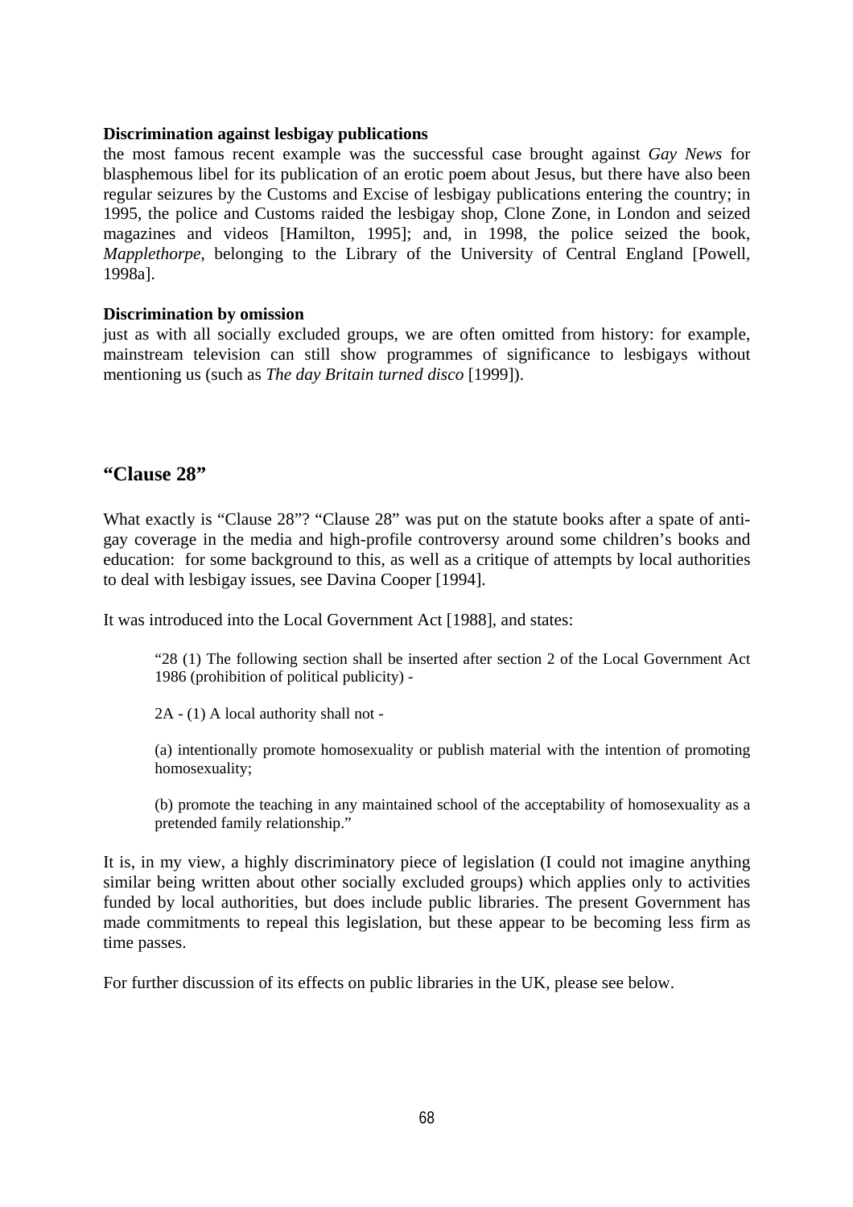**Discrimination against lesbigay publications**
the most famous recent example was the successful case brought against *Gay News* for blasphemous libel for its publication of an erotic poem about Jesus, but there have also been regular seizures by the Customs and Excise of lesbigay publications entering the country; in 1995, the police and Customs raided the lesbigay shop, Clone Zone, in London and seized magazines and videos [Hamilton, 1995]; and, in 1998, the police seized the book, *Mapplethorpe*, belonging to the Library of the University of Central England [Powell, 1998a].

**Discrimination by omission**
just as with all socially excluded groups, we are often omitted from history: for example, mainstream television can still show programmes of significance to lesbigays without mentioning us (such as *The day Britain turned disco* [1999]).

## "Clause 28"

What exactly is "Clause 28"? "Clause 28" was put on the statute books after a spate of anti-gay coverage in the media and high-profile controversy around some children's books and education: for some background to this, as well as a critique of attempts by local authorities to deal with lesbigay issues, see Davina Cooper [1994].

It was introduced into the Local Government Act [1988], and states:

> "28 (1) The following section shall be inserted after section 2 of the Local Government Act 1986 (prohibition of political publicity) -
>
> 2A - (1) A local authority shall not -
>
> (a) intentionally promote homosexuality or publish material with the intention of promoting homosexuality;
>
> (b) promote the teaching in any maintained school of the acceptability of homosexuality as a pretended family relationship."

It is, in my view, a highly discriminatory piece of legislation (I could not imagine anything similar being written about other socially excluded groups) which applies only to activities funded by local authorities, but does include public libraries. The present Government has made commitments to repeal this legislation, but these appear to be becoming less firm as time passes.

For further discussion of its effects on public libraries in the UK, please see below.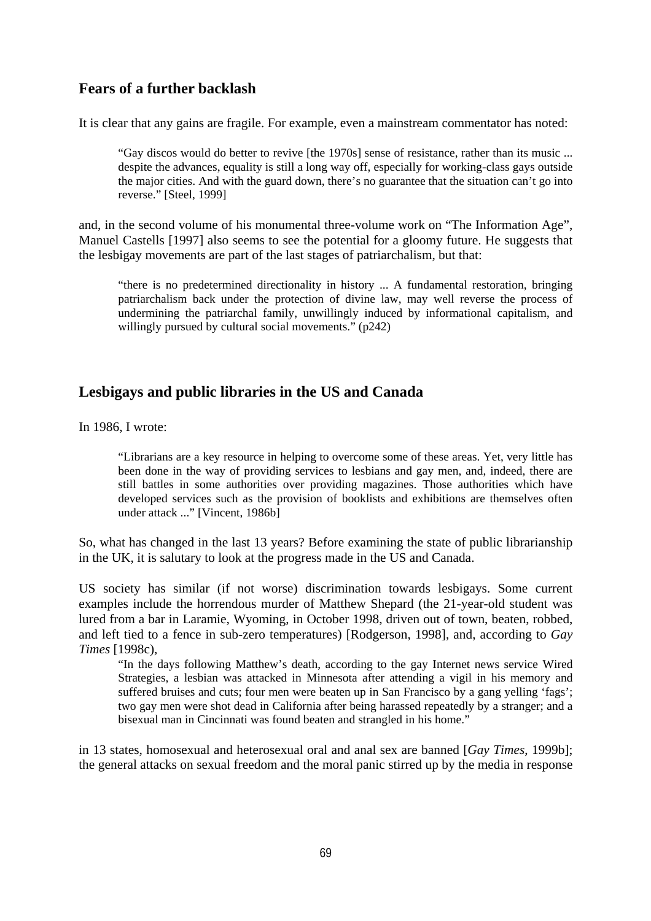## Fears of a further backlash

It is clear that any gains are fragile. For example, even a mainstream commentator has noted:

> "Gay discos would do better to revive [the 1970s] sense of resistance, rather than its music ... despite the advances, equality is still a long way off, especially for working-class gays outside the major cities. And with the guard down, there's no guarantee that the situation can't go into reverse." [Steel, 1999]

and, in the second volume of his monumental three-volume work on "The Information Age", Manuel Castells [1997] also seems to see the potential for a gloomy future. He suggests that the lesbigay movements are part of the last stages of patriarchalism, but that:

> "there is no predetermined directionality in history ... A fundamental restoration, bringing patriarchalism back under the protection of divine law, may well reverse the process of undermining the patriarchal family, unwillingly induced by informational capitalism, and willingly pursued by cultural social movements." (p242)

## Lesbigays and public libraries in the US and Canada

In 1986, I wrote:

> "Librarians are a key resource in helping to overcome some of these areas. Yet, very little has been done in the way of providing services to lesbians and gay men, and, indeed, there are still battles in some authorities over providing magazines. Those authorities which have developed services such as the provision of booklists and exhibitions are themselves often under attack ..." [Vincent, 1986b]

So, what has changed in the last 13 years? Before examining the state of public librarianship in the UK, it is salutary to look at the progress made in the US and Canada.

US society has similar (if not worse) discrimination towards lesbigays. Some current examples include the horrendous murder of Matthew Shepard (the 21-year-old student was lured from a bar in Laramie, Wyoming, in October 1998, driven out of town, beaten, robbed, and left tied to a fence in sub-zero temperatures) [Rodgerson, 1998], and, according to *Gay Times* [1998c],

> "In the days following Matthew's death, according to the gay Internet news service Wired Strategies, a lesbian was attacked in Minnesota after attending a vigil in his memory and suffered bruises and cuts; four men were beaten up in San Francisco by a gang yelling 'fags'; two gay men were shot dead in California after being harassed repeatedly by a stranger; and a bisexual man in Cincinnati was found beaten and strangled in his home."

in 13 states, homosexual and heterosexual oral and anal sex are banned [*Gay Times*, 1999b]; the general attacks on sexual freedom and the moral panic stirred up by the media in response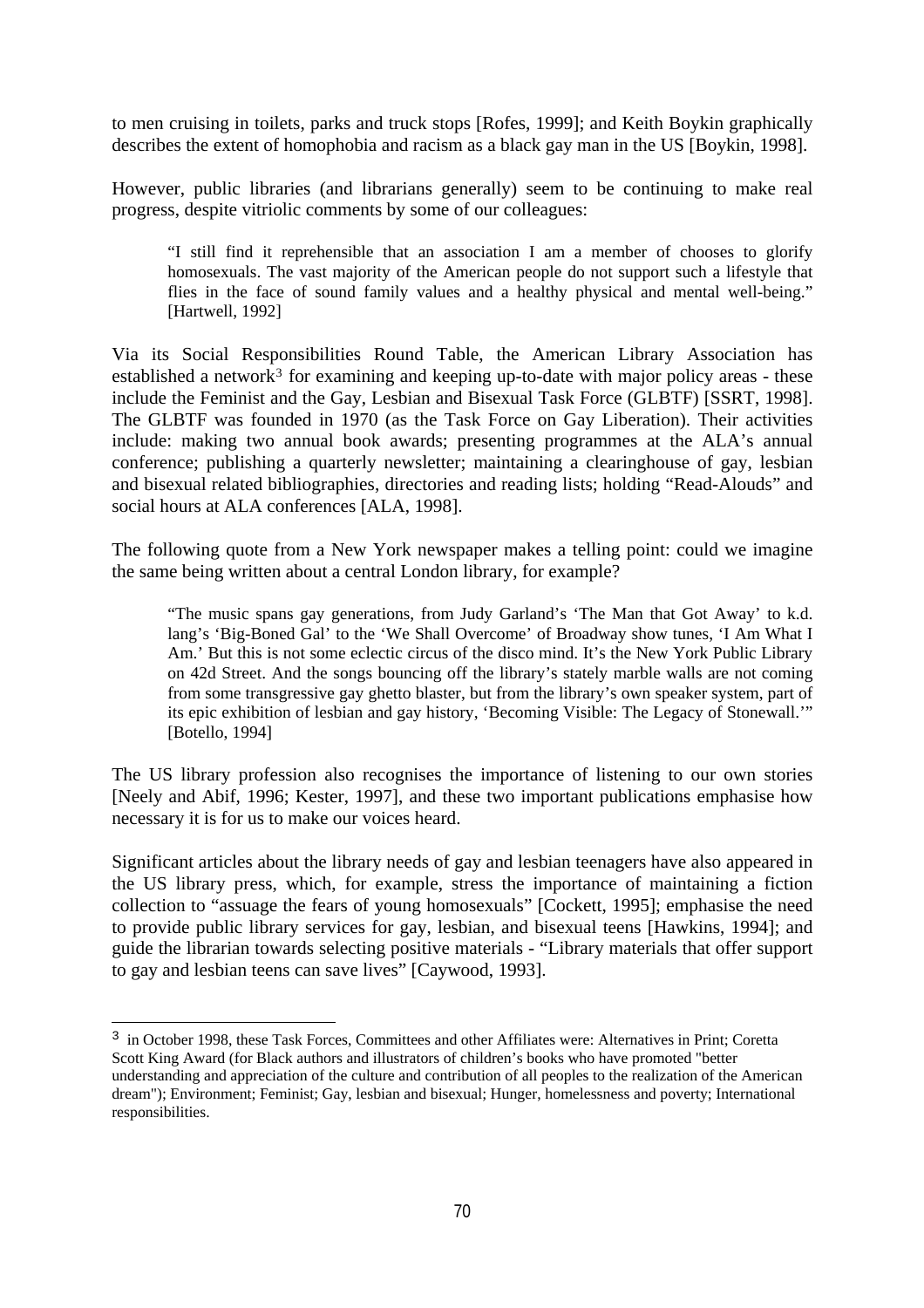to men cruising in toilets, parks and truck stops [Rofes, 1999]; and Keith Boykin graphically describes the extent of homophobia and racism as a black gay man in the US [Boykin, 1998].

However, public libraries (and librarians generally) seem to be continuing to make real progress, despite vitriolic comments by some of our colleagues:

> "I still find it reprehensible that an association I am a member of chooses to glorify homosexuals. The vast majority of the American people do not support such a lifestyle that flies in the face of sound family values and a healthy physical and mental well-being." [Hartwell, 1992]

Via its Social Responsibilities Round Table, the American Library Association has established a network[3] for examining and keeping up-to-date with major policy areas - these include the Feminist and the Gay, Lesbian and Bisexual Task Force (GLBTF) [SSRT, 1998]. The GLBTF was founded in 1970 (as the Task Force on Gay Liberation). Their activities include: making two annual book awards; presenting programmes at the ALA's annual conference; publishing a quarterly newsletter; maintaining a clearinghouse of gay, lesbian and bisexual related bibliographies, directories and reading lists; holding "Read-Alouds" and social hours at ALA conferences [ALA, 1998].

The following quote from a New York newspaper makes a telling point: could we imagine the same being written about a central London library, for example?

> "The music spans gay generations, from Judy Garland's 'The Man that Got Away' to k.d. lang's 'Big-Boned Gal' to the 'We Shall Overcome' of Broadway show tunes, 'I Am What I Am.' But this is not some eclectic circus of the disco mind. It's the New York Public Library on 42d Street. And the songs bouncing off the library's stately marble walls are not coming from some transgressive gay ghetto blaster, but from the library's own speaker system, part of its epic exhibition of lesbian and gay history, 'Becoming Visible: The Legacy of Stonewall.'" [Botello, 1994]

The US library profession also recognises the importance of listening to our own stories [Neely and Abif, 1996; Kester, 1997], and these two important publications emphasise how necessary it is for us to make our voices heard.

Significant articles about the library needs of gay and lesbian teenagers have also appeared in the US library press, which, for example, stress the importance of maintaining a fiction collection to "assuage the fears of young homosexuals" [Cockett, 1995]; emphasise the need to provide public library services for gay, lesbian, and bisexual teens [Hawkins, 1994]; and guide the librarian towards selecting positive materials - "Library materials that offer support to gay and lesbian teens can save lives" [Caywood, 1993].

---

[3] in October 1998, these Task Forces, Committees and other Affiliates were: Alternatives in Print; Coretta Scott King Award (for Black authors and illustrators of children's books who have promoted "better understanding and appreciation of the culture and contribution of all peoples to the realization of the American dream"); Environment; Feminist; Gay, lesbian and bisexual; Hunger, homelessness and poverty; International responsibilities.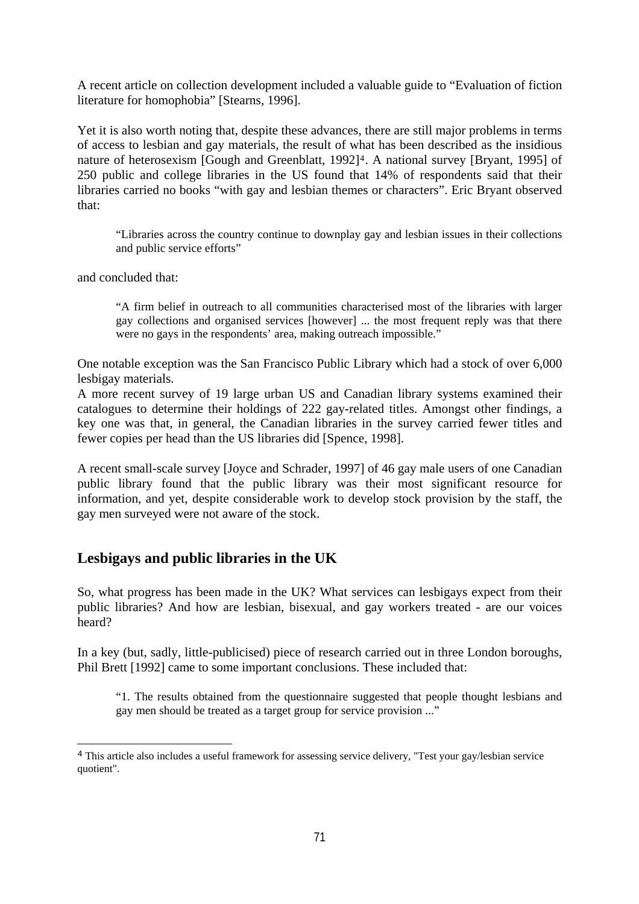A recent article on collection development included a valuable guide to "Evaluation of fiction literature for homophobia" [Stearns, 1996].

Yet it is also worth noting that, despite these advances, there are still major problems in terms of access to lesbian and gay materials, the result of what has been described as the insidious nature of heterosexism [Gough and Greenblatt, 1992][4]. A national survey [Bryant, 1995] of 250 public and college libraries in the US found that 14% of respondents said that their libraries carried no books "with gay and lesbian themes or characters". Eric Bryant observed that:

> "Libraries across the country continue to downplay gay and lesbian issues in their collections and public service efforts"

and concluded that:

> "A firm belief in outreach to all communities characterised most of the libraries with larger gay collections and organised services [however] ... the most frequent reply was that there were no gays in the respondents' area, making outreach impossible."

One notable exception was the San Francisco Public Library which had a stock of over 6,000 lesbigay materials.

A more recent survey of 19 large urban US and Canadian library systems examined their catalogues to determine their holdings of 222 gay-related titles. Amongst other findings, a key one was that, in general, the Canadian libraries in the survey carried fewer titles and fewer copies per head than the US libraries did [Spence, 1998].

A recent small-scale survey [Joyce and Schrader, 1997] of 46 gay male users of one Canadian public library found that the public library was their most significant resource for information, and yet, despite considerable work to develop stock provision by the staff, the gay men surveyed were not aware of the stock.

## Lesbigays and public libraries in the UK

So, what progress has been made in the UK? What services can lesbigays expect from their public libraries? And how are lesbian, bisexual, and gay workers treated - are our voices heard?

In a key (but, sadly, little-publicised) piece of research carried out in three London boroughs, Phil Brett [1992] came to some important conclusions. These included that:

> "1. The results obtained from the questionnaire suggested that people thought lesbians and gay men should be treated as a target group for service provision ..."

---

[4] This article also includes a useful framework for assessing service delivery, "Test your gay/lesbian service quotient".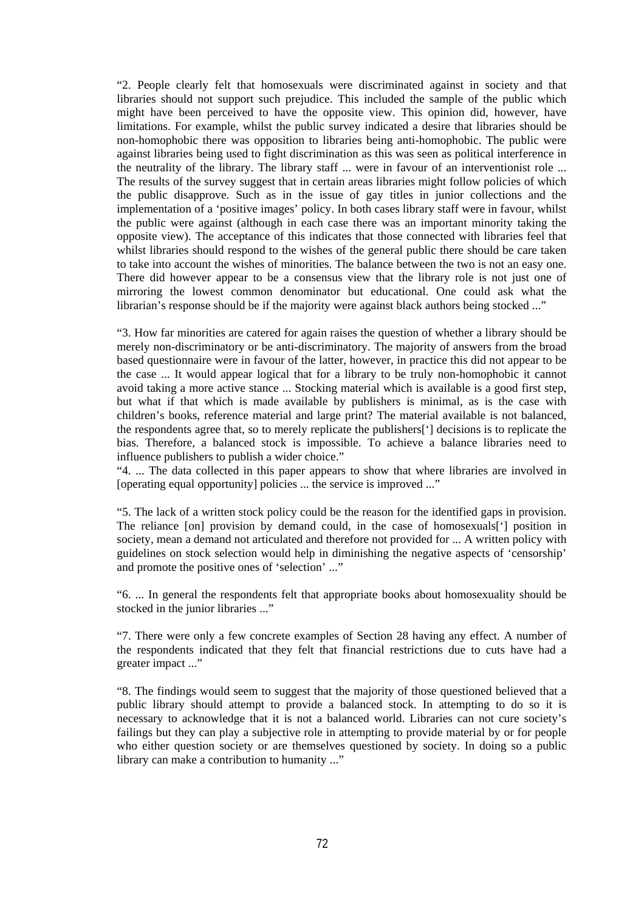"2. People clearly felt that homosexuals were discriminated against in society and that libraries should not support such prejudice. This included the sample of the public which might have been perceived to have the opposite view. This opinion did, however, have limitations. For example, whilst the public survey indicated a desire that libraries should be non-homophobic there was opposition to libraries being anti-homophobic. The public were against libraries being used to fight discrimination as this was seen as political interference in the neutrality of the library. The library staff ... were in favour of an interventionist role ... The results of the survey suggest that in certain areas libraries might follow policies of which the public disapprove. Such as in the issue of gay titles in junior collections and the implementation of a 'positive images' policy. In both cases library staff were in favour, whilst the public were against (although in each case there was an important minority taking the opposite view). The acceptance of this indicates that those connected with libraries feel that whilst libraries should respond to the wishes of the general public there should be care taken to take into account the wishes of minorities. The balance between the two is not an easy one. There did however appear to be a consensus view that the library role is not just one of mirroring the lowest common denominator but educational. One could ask what the librarian's response should be if the majority were against black authors being stocked ..."

"3. How far minorities are catered for again raises the question of whether a library should be merely non-discriminatory or be anti-discriminatory. The majority of answers from the broad based questionnaire were in favour of the latter, however, in practice this did not appear to be the case ... It would appear logical that for a library to be truly non-homophobic it cannot avoid taking a more active stance ... Stocking material which is available is a good first step, but what if that which is made available by publishers is minimal, as is the case with children's books, reference material and large print? The material available is not balanced, the respondents agree that, so to merely replicate the publishers['] decisions is to replicate the bias. Therefore, a balanced stock is impossible. To achieve a balance libraries need to influence publishers to publish a wider choice."

"4. ... The data collected in this paper appears to show that where libraries are involved in [operating equal opportunity] policies ... the service is improved ..."

"5. The lack of a written stock policy could be the reason for the identified gaps in provision. The reliance [on] provision by demand could, in the case of homosexuals['] position in society, mean a demand not articulated and therefore not provided for ... A written policy with guidelines on stock selection would help in diminishing the negative aspects of 'censorship' and promote the positive ones of 'selection' ..."

"6. ... In general the respondents felt that appropriate books about homosexuality should be stocked in the junior libraries ..."

"7. There were only a few concrete examples of Section 28 having any effect. A number of the respondents indicated that they felt that financial restrictions due to cuts have had a greater impact ..."

"8. The findings would seem to suggest that the majority of those questioned believed that a public library should attempt to provide a balanced stock. In attempting to do so it is necessary to acknowledge that it is not a balanced world. Libraries can not cure society's failings but they can play a subjective role in attempting to provide material by or for people who either question society or are themselves questioned by society. In doing so a public library can make a contribution to humanity ..."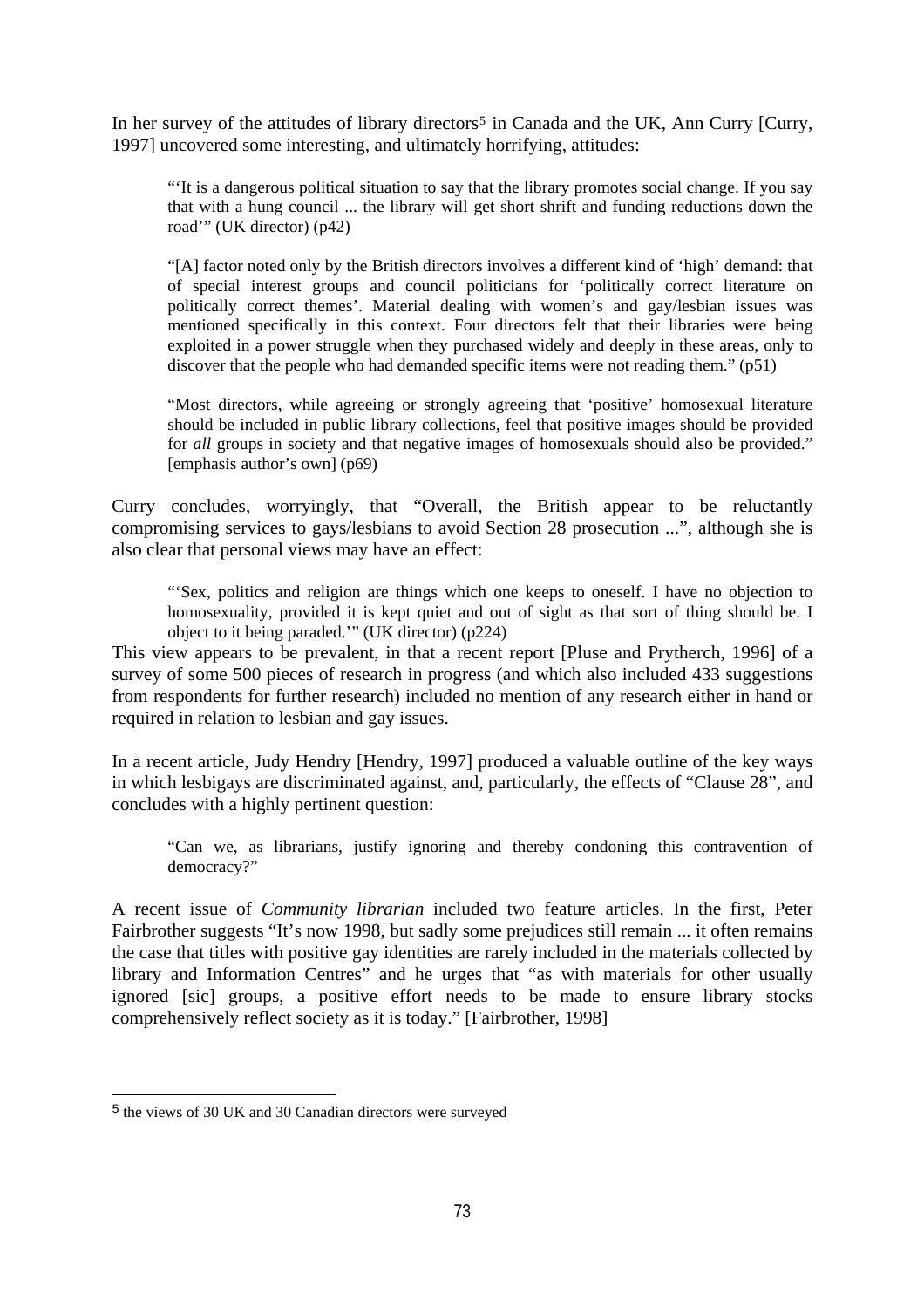In her survey of the attitudes of library directors[5] in Canada and the UK, Ann Curry [Curry, 1997] uncovered some interesting, and ultimately horrifying, attitudes:

> "'It is a dangerous political situation to say that the library promotes social change. If you say that with a hung council ... the library will get short shrift and funding reductions down the road'" (UK director) (p42)
>
> "[A] factor noted only by the British directors involves a different kind of 'high' demand: that of special interest groups and council politicians for 'politically correct literature on politically correct themes'. Material dealing with women's and gay/lesbian issues was mentioned specifically in this context. Four directors felt that their libraries were being exploited in a power struggle when they purchased widely and deeply in these areas, only to discover that the people who had demanded specific items were not reading them." (p51)
>
> "Most directors, while agreeing or strongly agreeing that 'positive' homosexual literature should be included in public library collections, feel that positive images should be provided for *all* groups in society and that negative images of homosexuals should also be provided." [emphasis author's own] (p69)

Curry concludes, worryingly, that "Overall, the British appear to be reluctantly compromising services to gays/lesbians to avoid Section 28 prosecution ...", although she is also clear that personal views may have an effect:

> "'Sex, politics and religion are things which one keeps to oneself. I have no objection to homosexuality, provided it is kept quiet and out of sight as that sort of thing should be. I object to it being paraded.'" (UK director) (p224)

This view appears to be prevalent, in that a recent report [Pluse and Prytherch, 1996] of a survey of some 500 pieces of research in progress (and which also included 433 suggestions from respondents for further research) included no mention of any research either in hand or required in relation to lesbian and gay issues.

In a recent article, Judy Hendry [Hendry, 1997] produced a valuable outline of the key ways in which lesbigays are discriminated against, and, particularly, the effects of "Clause 28", and concludes with a highly pertinent question:

> "Can we, as librarians, justify ignoring and thereby condoning this contravention of democracy?"

A recent issue of *Community librarian* included two feature articles. In the first, Peter Fairbrother suggests "It's now 1998, but sadly some prejudices still remain ... it often remains the case that titles with positive gay identities are rarely included in the materials collected by library and Information Centres" and he urges that "as with materials for other usually ignored [sic] groups, a positive effort needs to be made to ensure library stocks comprehensively reflect society as it is today." [Fairbrother, 1998]

---

[5] the views of 30 UK and 30 Canadian directors were surveyed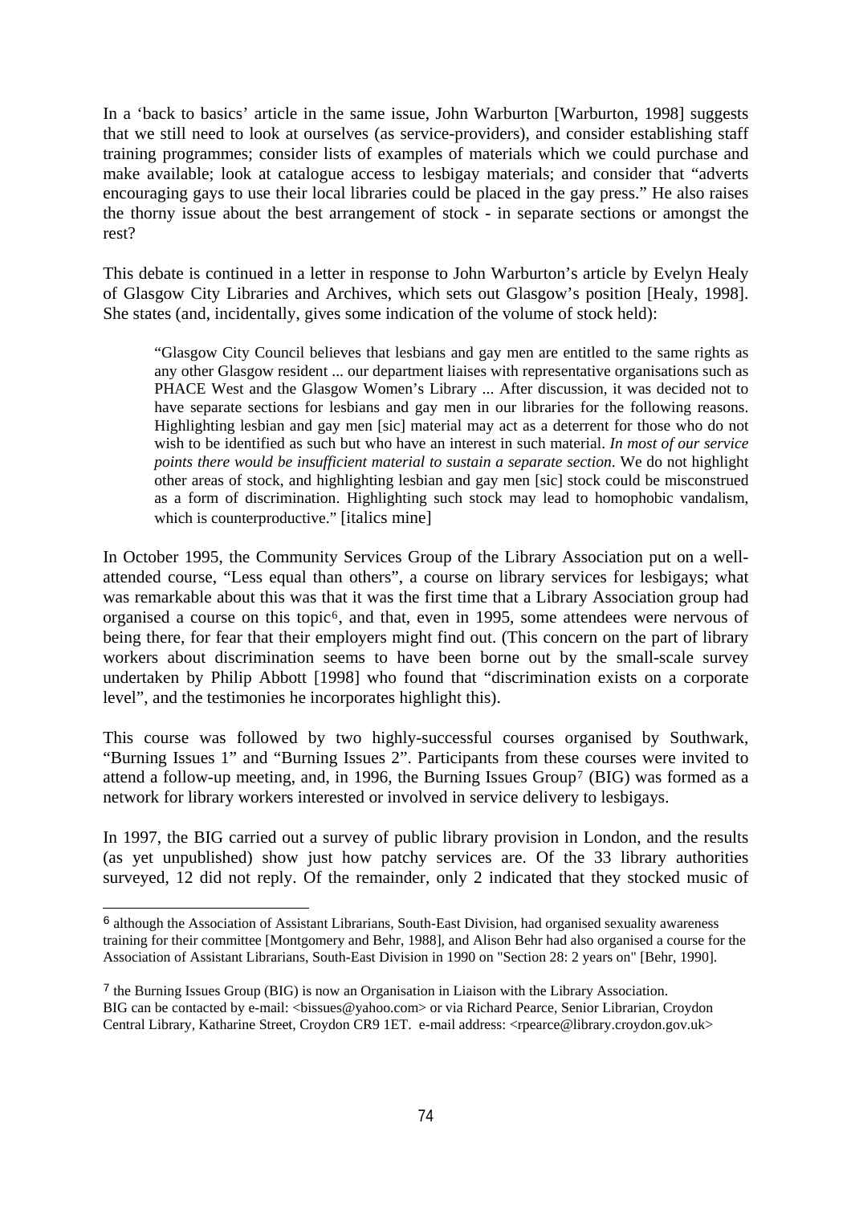In a 'back to basics' article in the same issue, John Warburton [Warburton, 1998] suggests that we still need to look at ourselves (as service-providers), and consider establishing staff training programmes; consider lists of examples of materials which we could purchase and make available; look at catalogue access to lesbigay materials; and consider that "adverts encouraging gays to use their local libraries could be placed in the gay press." He also raises the thorny issue about the best arrangement of stock - in separate sections or amongst the rest?

This debate is continued in a letter in response to John Warburton's article by Evelyn Healy of Glasgow City Libraries and Archives, which sets out Glasgow's position [Healy, 1998]. She states (and, incidentally, gives some indication of the volume of stock held):

> "Glasgow City Council believes that lesbians and gay men are entitled to the same rights as any other Glasgow resident ... our department liaises with representative organisations such as PHACE West and the Glasgow Women's Library ... After discussion, it was decided not to have separate sections for lesbians and gay men in our libraries for the following reasons. Highlighting lesbian and gay men [sic] material may act as a deterrent for those who do not wish to be identified as such but who have an interest in such material. *In most of our service points there would be insufficient material to sustain a separate section*. We do not highlight other areas of stock, and highlighting lesbian and gay men [sic] stock could be misconstrued as a form of discrimination. Highlighting such stock may lead to homophobic vandalism, which is counterproductive." [italics mine]

In October 1995, the Community Services Group of the Library Association put on a well-attended course, "Less equal than others", a course on library services for lesbigays; what was remarkable about this was that it was the first time that a Library Association group had organised a course on this topic[6], and that, even in 1995, some attendees were nervous of being there, for fear that their employers might find out. (This concern on the part of library workers about discrimination seems to have been borne out by the small-scale survey undertaken by Philip Abbott [1998] who found that "discrimination exists on a corporate level", and the testimonies he incorporates highlight this).

This course was followed by two highly-successful courses organised by Southwark, "Burning Issues 1" and "Burning Issues 2". Participants from these courses were invited to attend a follow-up meeting, and, in 1996, the Burning Issues Group[7] (BIG) was formed as a network for library workers interested or involved in service delivery to lesbigays.

In 1997, the BIG carried out a survey of public library provision in London, and the results (as yet unpublished) show just how patchy services are. Of the 33 library authorities surveyed, 12 did not reply. Of the remainder, only 2 indicated that they stocked music of

---

[6] although the Association of Assistant Librarians, South-East Division, had organised sexuality awareness training for their committee [Montgomery and Behr, 1988], and Alison Behr had also organised a course for the Association of Assistant Librarians, South-East Division in 1990 on "Section 28: 2 years on" [Behr, 1990].

[7] the Burning Issues Group (BIG) is now an Organisation in Liaison with the Library Association. BIG can be contacted by e-mail: <bissues@yahoo.com> or via Richard Pearce, Senior Librarian, Croydon Central Library, Katharine Street, Croydon CR9 1ET. e-mail address: <rpearce@library.croydon.gov.uk>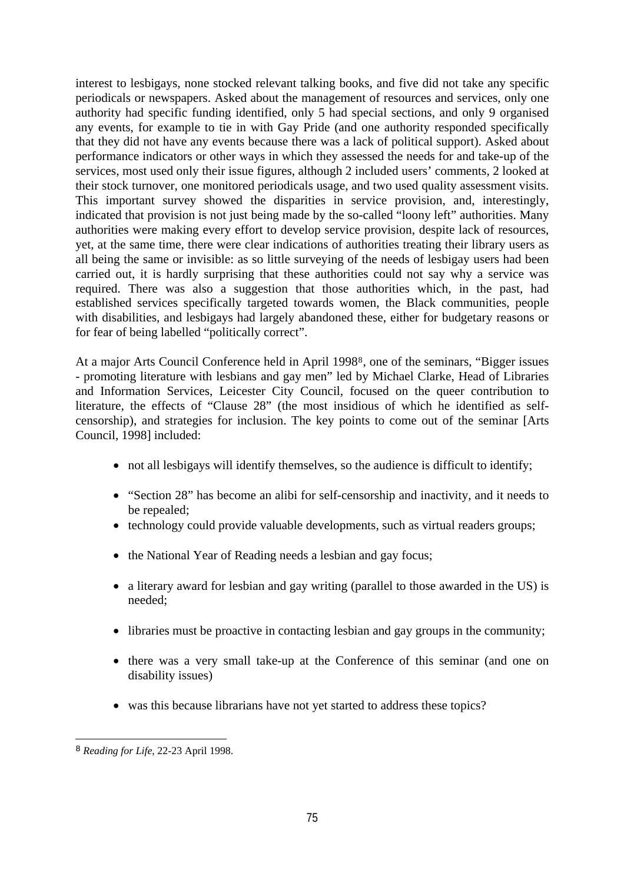interest to lesbigays, none stocked relevant talking books, and five did not take any specific periodicals or newspapers. Asked about the management of resources and services, only one authority had specific funding identified, only 5 had special sections, and only 9 organised any events, for example to tie in with Gay Pride (and one authority responded specifically that they did not have any events because there was a lack of political support). Asked about performance indicators or other ways in which they assessed the needs for and take-up of the services, most used only their issue figures, although 2 included users' comments, 2 looked at their stock turnover, one monitored periodicals usage, and two used quality assessment visits. This important survey showed the disparities in service provision, and, interestingly, indicated that provision is not just being made by the so-called "loony left" authorities. Many authorities were making every effort to develop service provision, despite lack of resources, yet, at the same time, there were clear indications of authorities treating their library users as all being the same or invisible: as so little surveying of the needs of lesbigay users had been carried out, it is hardly surprising that these authorities could not say why a service was required. There was also a suggestion that those authorities which, in the past, had established services specifically targeted towards women, the Black communities, people with disabilities, and lesbigays had largely abandoned these, either for budgetary reasons or for fear of being labelled "politically correct".

At a major Arts Council Conference held in April 1998[8], one of the seminars, "Bigger issues - promoting literature with lesbians and gay men" led by Michael Clarke, Head of Libraries and Information Services, Leicester City Council, focused on the queer contribution to literature, the effects of "Clause 28" (the most insidious of which he identified as self-censorship), and strategies for inclusion. The key points to come out of the seminar [Arts Council, 1998] included:

- not all lesbigays will identify themselves, so the audience is difficult to identify;
- "Section 28" has become an alibi for self-censorship and inactivity, and it needs to be repealed;
- technology could provide valuable developments, such as virtual readers groups;
- the National Year of Reading needs a lesbian and gay focus;
- a literary award for lesbian and gay writing (parallel to those awarded in the US) is needed;
- libraries must be proactive in contacting lesbian and gay groups in the community;
- there was a very small take-up at the Conference of this seminar (and one on disability issues)
- was this because librarians have not yet started to address these topics?

[8] *Reading for Life*, 22-23 April 1998.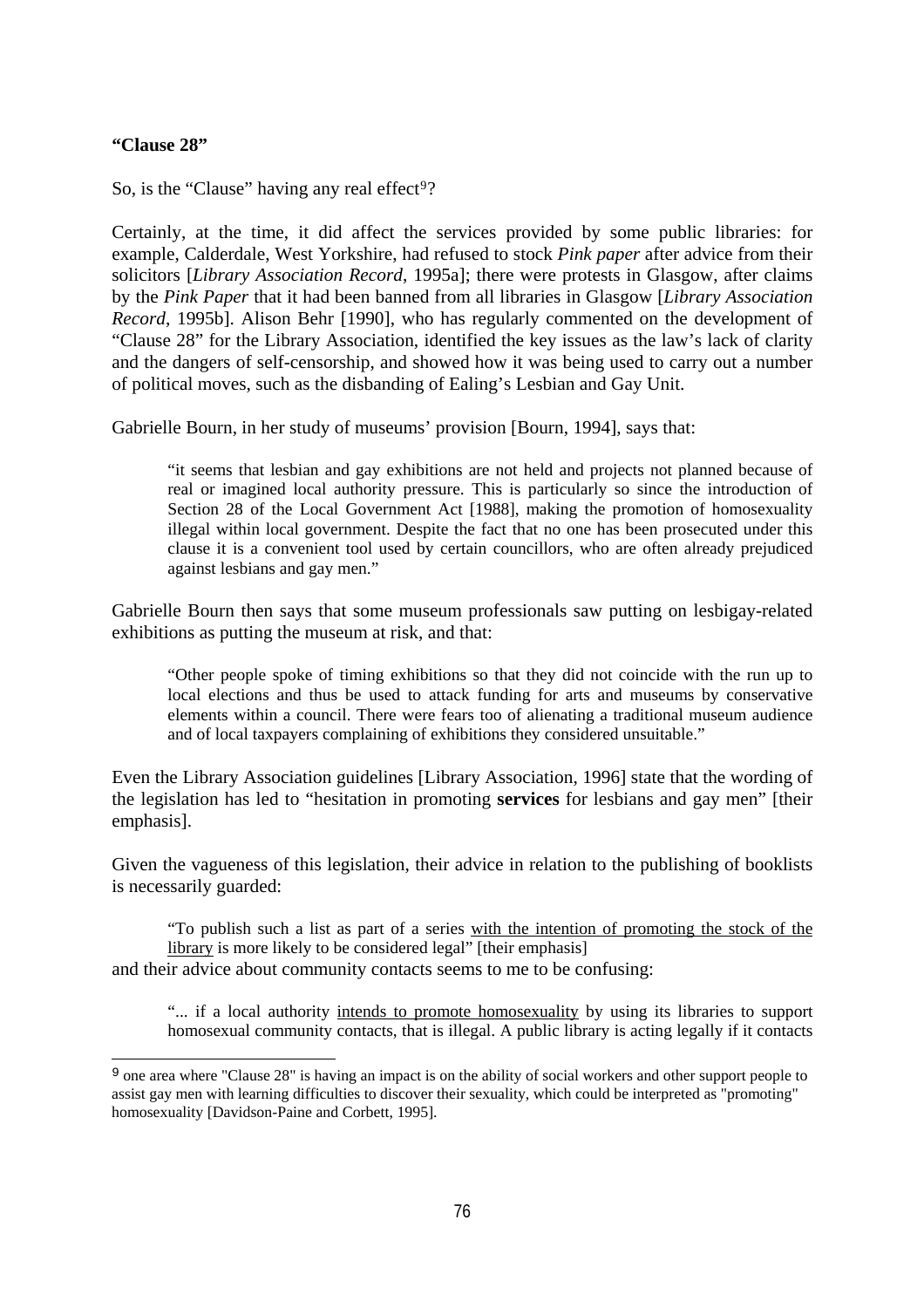**“Clause 28”**

So, is the “Clause” having any real effect[9]?

Certainly, at the time, it did affect the services provided by some public libraries: for example, Calderdale, West Yorkshire, had refused to stock *Pink paper* after advice from their solicitors [*Library Association Record*, 1995a]; there were protests in Glasgow, after claims by the *Pink Paper* that it had been banned from all libraries in Glasgow [*Library Association Record*, 1995b]. Alison Behr [1990], who has regularly commented on the development of “Clause 28” for the Library Association, identified the key issues as the law’s lack of clarity and the dangers of self-censorship, and showed how it was being used to carry out a number of political moves, such as the disbanding of Ealing’s Lesbian and Gay Unit.

Gabrielle Bourn, in her study of museums’ provision [Bourn, 1994], says that:

> “it seems that lesbian and gay exhibitions are not held and projects not planned because of real or imagined local authority pressure. This is particularly so since the introduction of Section 28 of the Local Government Act [1988], making the promotion of homosexuality illegal within local government. Despite the fact that no one has been prosecuted under this clause it is a convenient tool used by certain councillors, who are often already prejudiced against lesbians and gay men.”

Gabrielle Bourn then says that some museum professionals saw putting on lesbigay-related exhibitions as putting the museum at risk, and that:

> “Other people spoke of timing exhibitions so that they did not coincide with the run up to local elections and thus be used to attack funding for arts and museums by conservative elements within a council. There were fears too of alienating a traditional museum audience and of local taxpayers complaining of exhibitions they considered unsuitable.”

Even the Library Association guidelines [Library Association, 1996] state that the wording of the legislation has led to “hesitation in promoting **services** for lesbians and gay men” [their emphasis].

Given the vagueness of this legislation, their advice in relation to the publishing of booklists is necessarily guarded:

> “To publish such a list as part of a series <u>with the intention of promoting the stock of the library</u> is more likely to be considered legal” [their emphasis]

and their advice about community contacts seems to me to be confusing:

> “... if a local authority <u>intends to promote homosexuality</u> by using its libraries to support homosexual community contacts, that is illegal. A public library is acting legally if it contacts

[9] one area where "Clause 28" is having an impact is on the ability of social workers and other support people to assist gay men with learning difficulties to discover their sexuality, which could be interpreted as "promoting" homosexuality [Davidson-Paine and Corbett, 1995].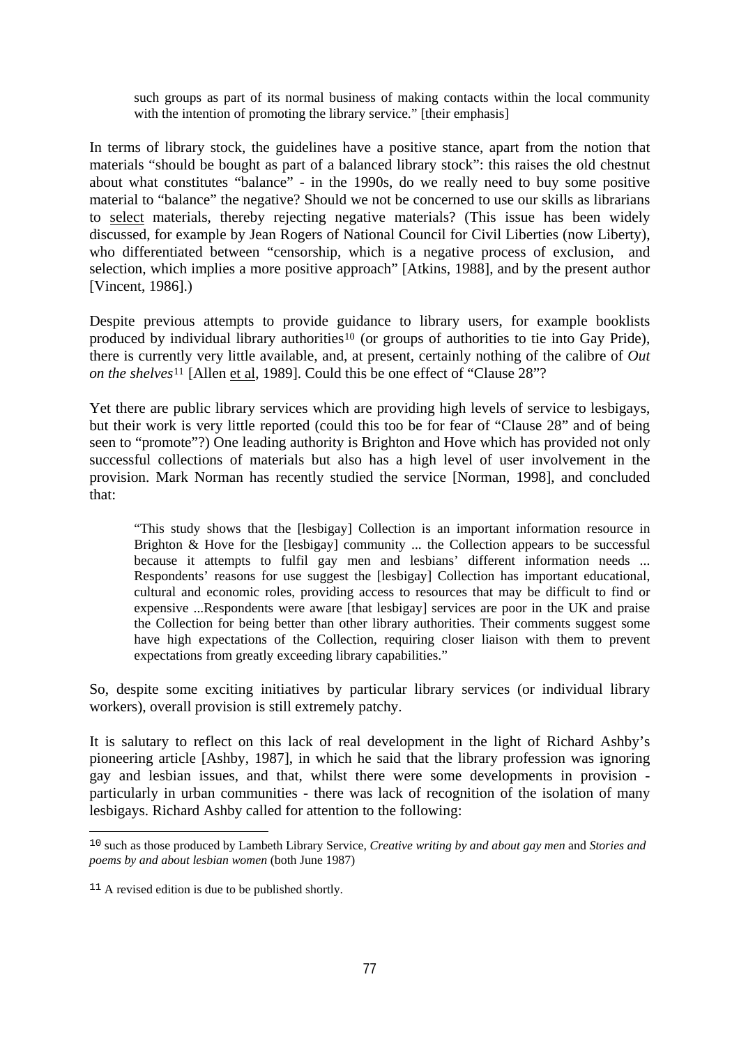> such groups as part of its normal business of making contacts within the local community with the intention of promoting the library service." [their emphasis]

In terms of library stock, the guidelines have a positive stance, apart from the notion that materials "should be bought as part of a balanced library stock": this raises the old chestnut about what constitutes "balance" - in the 1990s, do we really need to buy some positive material to "balance" the negative? Should we not be concerned to use our skills as librarians to <u>select</u> materials, thereby rejecting negative materials? (This issue has been widely discussed, for example by Jean Rogers of National Council for Civil Liberties (now Liberty), who differentiated between "censorship, which is a negative process of exclusion, and selection, which implies a more positive approach" [Atkins, 1988], and by the present author [Vincent, 1986].)

Despite previous attempts to provide guidance to library users, for example booklists produced by individual library authorities[10] (or groups of authorities to tie into Gay Pride), there is currently very little available, and, at present, certainly nothing of the calibre of *Out on the shelves*[11] [Allen <u>et al</u>, 1989]. Could this be one effect of "Clause 28"?

Yet there are public library services which are providing high levels of service to lesbigays, but their work is very little reported (could this too be for fear of "Clause 28" and of being seen to "promote"?) One leading authority is Brighton and Hove which has provided not only successful collections of materials but also has a high level of user involvement in the provision. Mark Norman has recently studied the service [Norman, 1998], and concluded that:

> "This study shows that the [lesbigay] Collection is an important information resource in Brighton & Hove for the [lesbigay] community ... the Collection appears to be successful because it attempts to fulfil gay men and lesbians' different information needs ... Respondents' reasons for use suggest the [lesbigay] Collection has important educational, cultural and economic roles, providing access to resources that may be difficult to find or expensive ...Respondents were aware [that lesbigay] services are poor in the UK and praise the Collection for being better than other library authorities. Their comments suggest some have high expectations of the Collection, requiring closer liaison with them to prevent expectations from greatly exceeding library capabilities."

So, despite some exciting initiatives by particular library services (or individual library workers), overall provision is still extremely patchy.

It is salutary to reflect on this lack of real development in the light of Richard Ashby's pioneering article [Ashby, 1987], in which he said that the library profession was ignoring gay and lesbian issues, and that, whilst there were some developments in provision - particularly in urban communities - there was lack of recognition of the isolation of many lesbigays. Richard Ashby called for attention to the following:

---

[10] such as those produced by Lambeth Library Service, *Creative writing by and about gay men* and *Stories and poems by and about lesbian women* (both June 1987)

[11] A revised edition is due to be published shortly.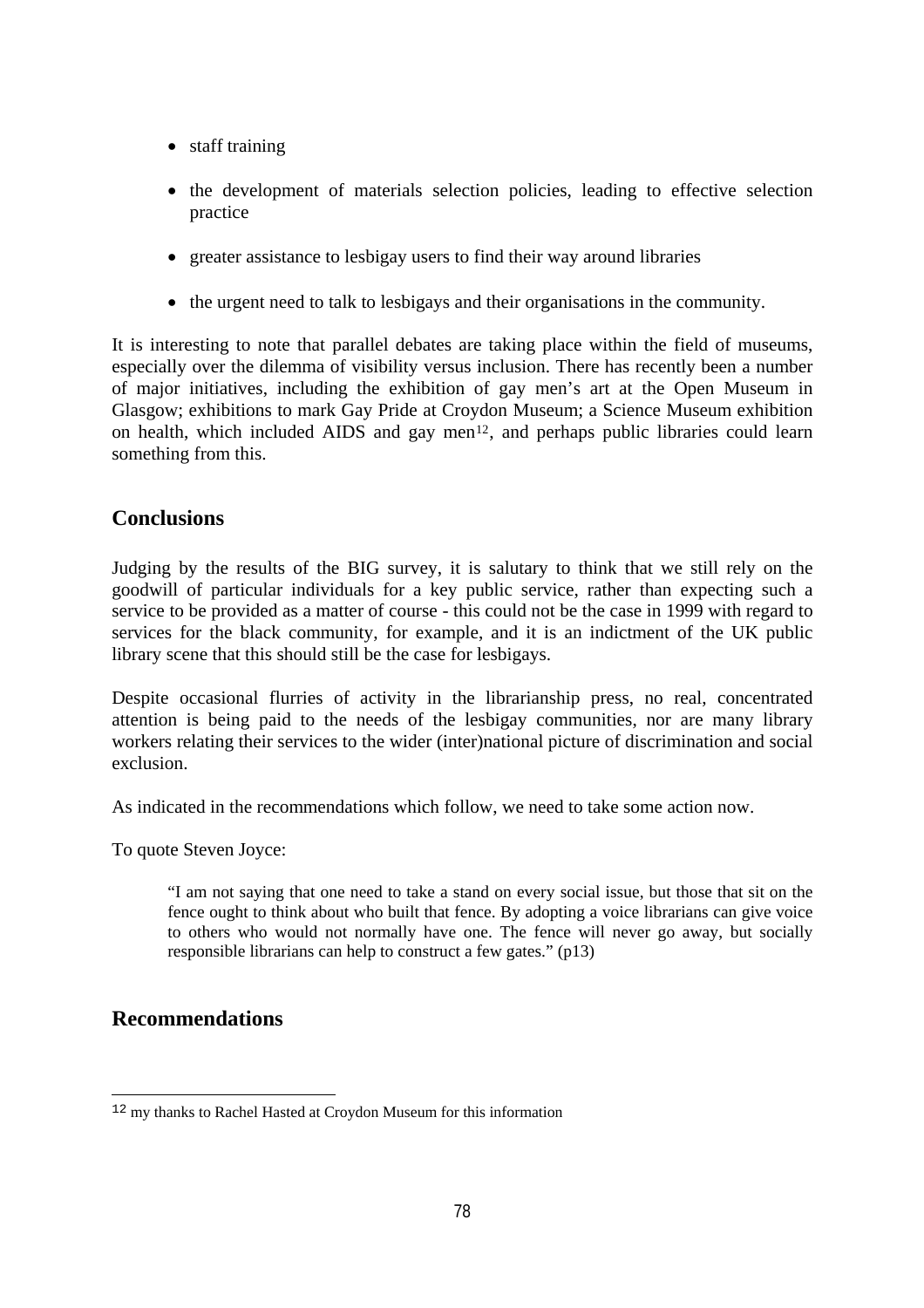- staff training
- the development of materials selection policies, leading to effective selection practice
- greater assistance to lesbigay users to find their way around libraries
- the urgent need to talk to lesbigays and their organisations in the community.

It is interesting to note that parallel debates are taking place within the field of museums, especially over the dilemma of visibility versus inclusion. There has recently been a number of major initiatives, including the exhibition of gay men's art at the Open Museum in Glasgow; exhibitions to mark Gay Pride at Croydon Museum; a Science Museum exhibition on health, which included AIDS and gay men[12], and perhaps public libraries could learn something from this.

## Conclusions

Judging by the results of the BIG survey, it is salutary to think that we still rely on the goodwill of particular individuals for a key public service, rather than expecting such a service to be provided as a matter of course - this could not be the case in 1999 with regard to services for the black community, for example, and it is an indictment of the UK public library scene that this should still be the case for lesbigays.

Despite occasional flurries of activity in the librarianship press, no real, concentrated attention is being paid to the needs of the lesbigay communities, nor are many library workers relating their services to the wider (inter)national picture of discrimination and social exclusion.

As indicated in the recommendations which follow, we need to take some action now.

To quote Steven Joyce:

> "I am not saying that one need to take a stand on every social issue, but those that sit on the fence ought to think about who built that fence. By adopting a voice librarians can give voice to others who would not normally have one. The fence will never go away, but socially responsible librarians can help to construct a few gates." (p13)

## Recommendations

[12] my thanks to Rachel Hasted at Croydon Museum for this information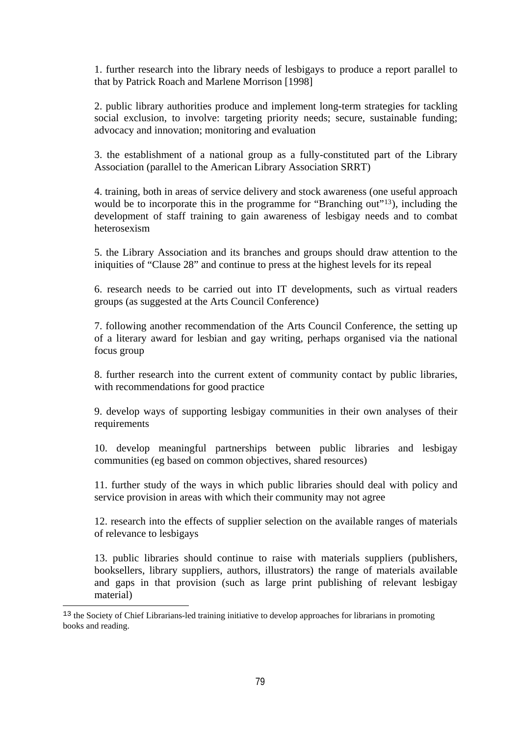1. further research into the library needs of lesbigays to produce a report parallel to that by Patrick Roach and Marlene Morrison [1998]

2. public library authorities produce and implement long-term strategies for tackling social exclusion, to involve: targeting priority needs; secure, sustainable funding; advocacy and innovation; monitoring and evaluation

3. the establishment of a national group as a fully-constituted part of the Library Association (parallel to the American Library Association SRRT)

4. training, both in areas of service delivery and stock awareness (one useful approach would be to incorporate this in the programme for "Branching out"[13]), including the development of staff training to gain awareness of lesbigay needs and to combat heterosexism

5. the Library Association and its branches and groups should draw attention to the iniquities of "Clause 28" and continue to press at the highest levels for its repeal

6. research needs to be carried out into IT developments, such as virtual readers groups (as suggested at the Arts Council Conference)

7. following another recommendation of the Arts Council Conference, the setting up of a literary award for lesbian and gay writing, perhaps organised via the national focus group

8. further research into the current extent of community contact by public libraries, with recommendations for good practice

9. develop ways of supporting lesbigay communities in their own analyses of their requirements

10. develop meaningful partnerships between public libraries and lesbigay communities (eg based on common objectives, shared resources)

11. further study of the ways in which public libraries should deal with policy and service provision in areas with which their community may not agree

12. research into the effects of supplier selection on the available ranges of materials of relevance to lesbigays

13. public libraries should continue to raise with materials suppliers (publishers, booksellers, library suppliers, authors, illustrators) the range of materials available and gaps in that provision (such as large print publishing of relevant lesbigay material)

---

[13] the Society of Chief Librarians-led training initiative to develop approaches for librarians in promoting books and reading.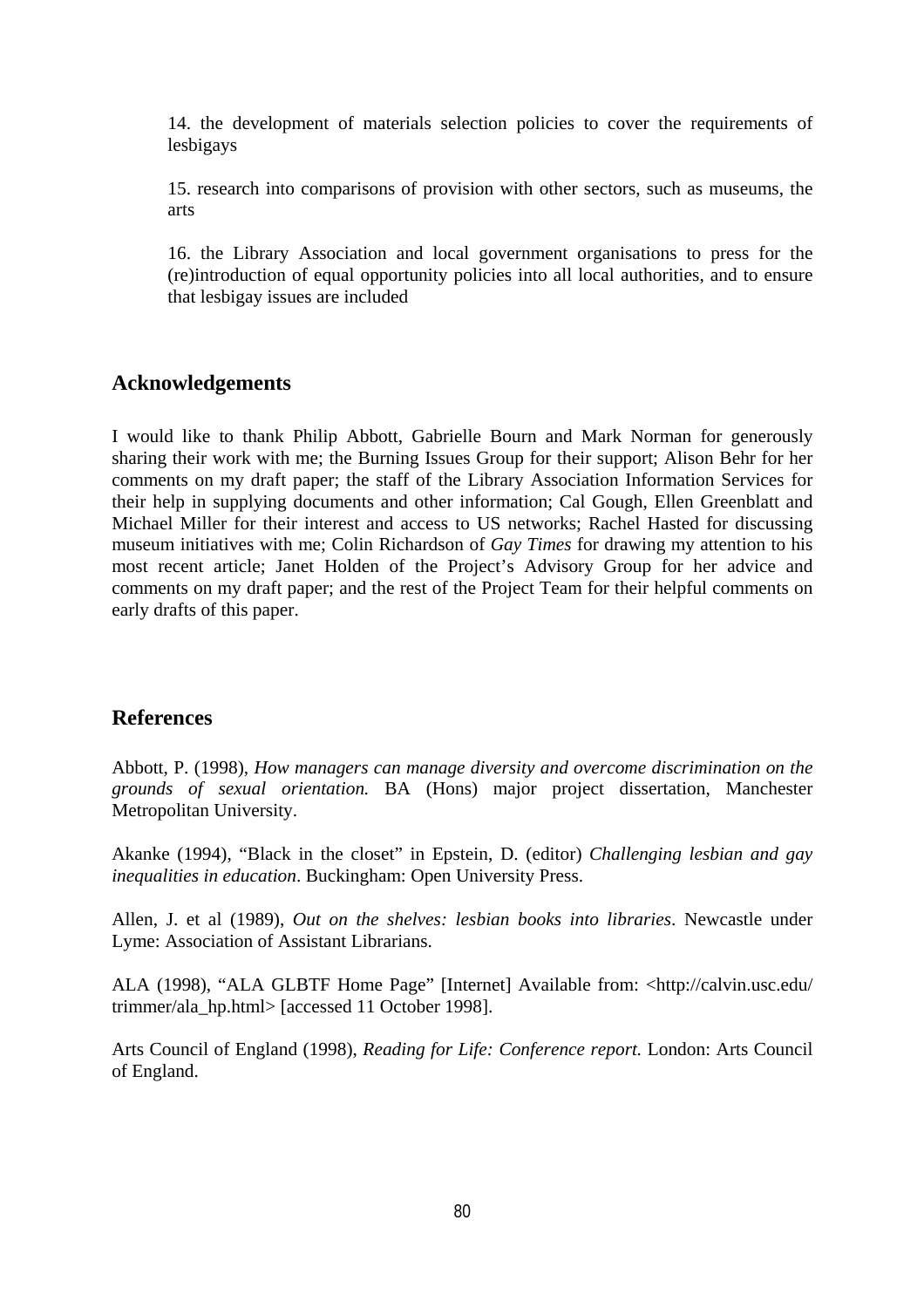14. the development of materials selection policies to cover the requirements of lesbigays

15. research into comparisons of provision with other sectors, such as museums, the arts

16. the Library Association and local government organisations to press for the (re)introduction of equal opportunity policies into all local authorities, and to ensure that lesbigay issues are included

## Acknowledgements

I would like to thank Philip Abbott, Gabrielle Bourn and Mark Norman for generously sharing their work with me; the Burning Issues Group for their support; Alison Behr for her comments on my draft paper; the staff of the Library Association Information Services for their help in supplying documents and other information; Cal Gough, Ellen Greenblatt and Michael Miller for their interest and access to US networks; Rachel Hasted for discussing museum initiatives with me; Colin Richardson of *Gay Times* for drawing my attention to his most recent article; Janet Holden of the Project's Advisory Group for her advice and comments on my draft paper; and the rest of the Project Team for their helpful comments on early drafts of this paper.

## References

Abbott, P. (1998), *How managers can manage diversity and overcome discrimination on the grounds of sexual orientation.* BA (Hons) major project dissertation, Manchester Metropolitan University.

Akanke (1994), "Black in the closet" in Epstein, D. (editor) *Challenging lesbian and gay inequalities in education*. Buckingham: Open University Press.

Allen, J. et al (1989), *Out on the shelves: lesbian books into libraries*. Newcastle under Lyme: Association of Assistant Librarians.

ALA (1998), "ALA GLBTF Home Page" [Internet] Available from: <http://calvin.usc.edu/trimmer/ala_hp.html> [accessed 11 October 1998].

Arts Council of England (1998), *Reading for Life: Conference report.* London: Arts Council of England.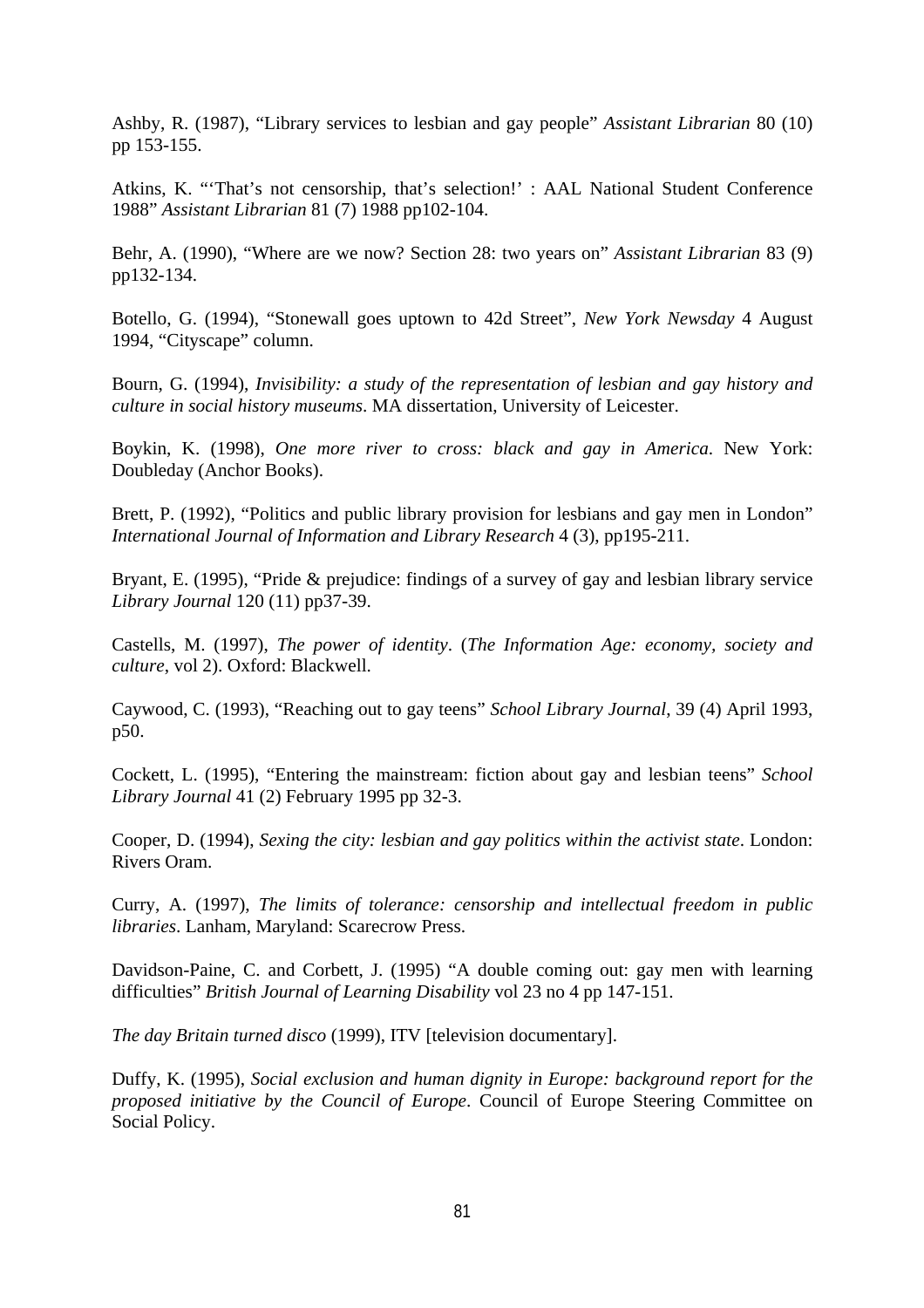Ashby, R. (1987), "Library services to lesbian and gay people" *Assistant Librarian* 80 (10) pp 153-155.

Atkins, K. "'That's not censorship, that's selection!' : AAL National Student Conference 1988" *Assistant Librarian* 81 (7) 1988 pp102-104.

Behr, A. (1990), "Where are we now? Section 28: two years on" *Assistant Librarian* 83 (9) pp132-134.

Botello, G. (1994), "Stonewall goes uptown to 42d Street", *New York Newsday* 4 August 1994, "Cityscape" column.

Bourn, G. (1994), *Invisibility: a study of the representation of lesbian and gay history and culture in social history museums*. MA dissertation, University of Leicester.

Boykin, K. (1998), *One more river to cross: black and gay in America*. New York: Doubleday (Anchor Books).

Brett, P. (1992), "Politics and public library provision for lesbians and gay men in London" *International Journal of Information and Library Research* 4 (3), pp195-211.

Bryant, E. (1995), "Pride & prejudice: findings of a survey of gay and lesbian library service *Library Journal* 120 (11) pp37-39.

Castells, M. (1997), *The power of identity*. (*The Information Age: economy, society and culture*, vol 2). Oxford: Blackwell.

Caywood, C. (1993), "Reaching out to gay teens" *School Library Journal*, 39 (4) April 1993, p50.

Cockett, L. (1995), "Entering the mainstream: fiction about gay and lesbian teens" *School Library Journal* 41 (2) February 1995 pp 32-3.

Cooper, D. (1994), *Sexing the city: lesbian and gay politics within the activist state*. London: Rivers Oram.

Curry, A. (1997), *The limits of tolerance: censorship and intellectual freedom in public libraries*. Lanham, Maryland: Scarecrow Press.

Davidson-Paine, C. and Corbett, J. (1995) "A double coming out: gay men with learning difficulties" *British Journal of Learning Disability* vol 23 no 4 pp 147-151.

*The day Britain turned disco* (1999), ITV [television documentary].

Duffy, K. (1995), *Social exclusion and human dignity in Europe: background report for the proposed initiative by the Council of Europe*. Council of Europe Steering Committee on Social Policy.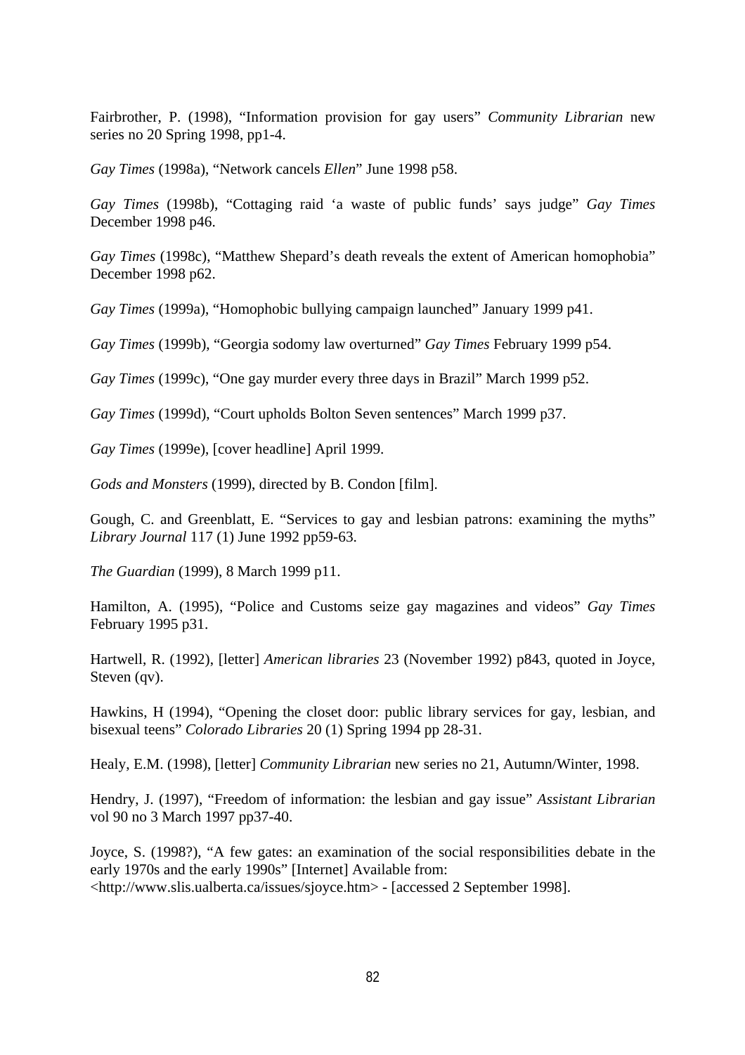Fairbrother, P. (1998), "Information provision for gay users" *Community Librarian* new series no 20 Spring 1998, pp1-4.

*Gay Times* (1998a), "Network cancels *Ellen*" June 1998 p58.

*Gay Times* (1998b), "Cottaging raid 'a waste of public funds' says judge" *Gay Times* December 1998 p46.

*Gay Times* (1998c), "Matthew Shepard's death reveals the extent of American homophobia" December 1998 p62.

*Gay Times* (1999a), "Homophobic bullying campaign launched" January 1999 p41.

*Gay Times* (1999b), "Georgia sodomy law overturned" *Gay Times* February 1999 p54.

*Gay Times* (1999c), "One gay murder every three days in Brazil" March 1999 p52.

*Gay Times* (1999d), "Court upholds Bolton Seven sentences" March 1999 p37.

*Gay Times* (1999e), [cover headline] April 1999.

*Gods and Monsters* (1999), directed by B. Condon [film].

Gough, C. and Greenblatt, E. "Services to gay and lesbian patrons: examining the myths" *Library Journal* 117 (1) June 1992 pp59-63.

*The Guardian* (1999), 8 March 1999 p11.

Hamilton, A. (1995), "Police and Customs seize gay magazines and videos" *Gay Times* February 1995 p31.

Hartwell, R. (1992), [letter] *American libraries* 23 (November 1992) p843, quoted in Joyce, Steven (qv).

Hawkins, H (1994), "Opening the closet door: public library services for gay, lesbian, and bisexual teens" *Colorado Libraries* 20 (1) Spring 1994 pp 28-31.

Healy, E.M. (1998), [letter] *Community Librarian* new series no 21, Autumn/Winter, 1998.

Hendry, J. (1997), "Freedom of information: the lesbian and gay issue" *Assistant Librarian* vol 90 no 3 March 1997 pp37-40.

Joyce, S. (1998?), "A few gates: an examination of the social responsibilities debate in the early 1970s and the early 1990s" [Internet] Available from: <http://www.slis.ualberta.ca/issues/sjoyce.htm> - [accessed 2 September 1998].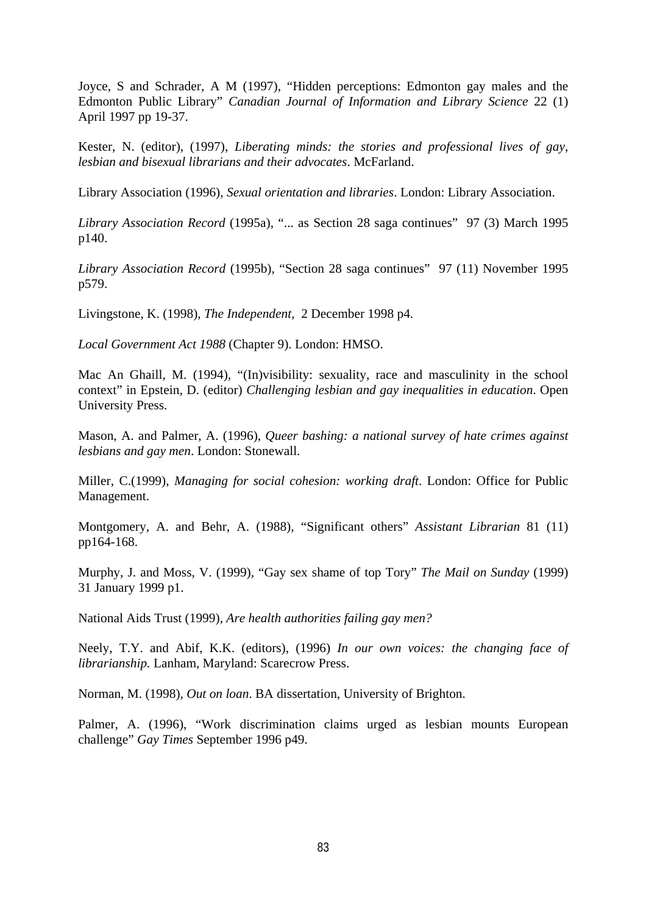Joyce, S and Schrader, A M (1997), "Hidden perceptions: Edmonton gay males and the Edmonton Public Library" *Canadian Journal of Information and Library Science* 22 (1) April 1997 pp 19-37.

Kester, N. (editor), (1997), *Liberating minds: the stories and professional lives of gay, lesbian and bisexual librarians and their advocates*. McFarland.

Library Association (1996), *Sexual orientation and libraries*. London: Library Association.

*Library Association Record* (1995a), "... as Section 28 saga continues" 97 (3) March 1995 p140.

*Library Association Record* (1995b), "Section 28 saga continues" 97 (11) November 1995 p579.

Livingstone, K. (1998), *The Independent*, 2 December 1998 p4.

*Local Government Act 1988* (Chapter 9). London: HMSO.

Mac An Ghaill, M. (1994), "(In)visibility: sexuality, race and masculinity in the school context" in Epstein, D. (editor) *Challenging lesbian and gay inequalities in education*. Open University Press.

Mason, A. and Palmer, A. (1996), *Queer bashing: a national survey of hate crimes against lesbians and gay men*. London: Stonewall.

Miller, C.(1999), *Managing for social cohesion: working draft*. London: Office for Public Management.

Montgomery, A. and Behr, A. (1988), "Significant others" *Assistant Librarian* 81 (11) pp164-168.

Murphy, J. and Moss, V. (1999), "Gay sex shame of top Tory" *The Mail on Sunday* (1999) 31 January 1999 p1.

National Aids Trust (1999), *Are health authorities failing gay men?*

Neely, T.Y. and Abif, K.K. (editors), (1996) *In our own voices: the changing face of librarianship.* Lanham, Maryland: Scarecrow Press.

Norman, M. (1998), *Out on loan*. BA dissertation, University of Brighton.

Palmer, A. (1996), "Work discrimination claims urged as lesbian mounts European challenge" *Gay Times* September 1996 p49.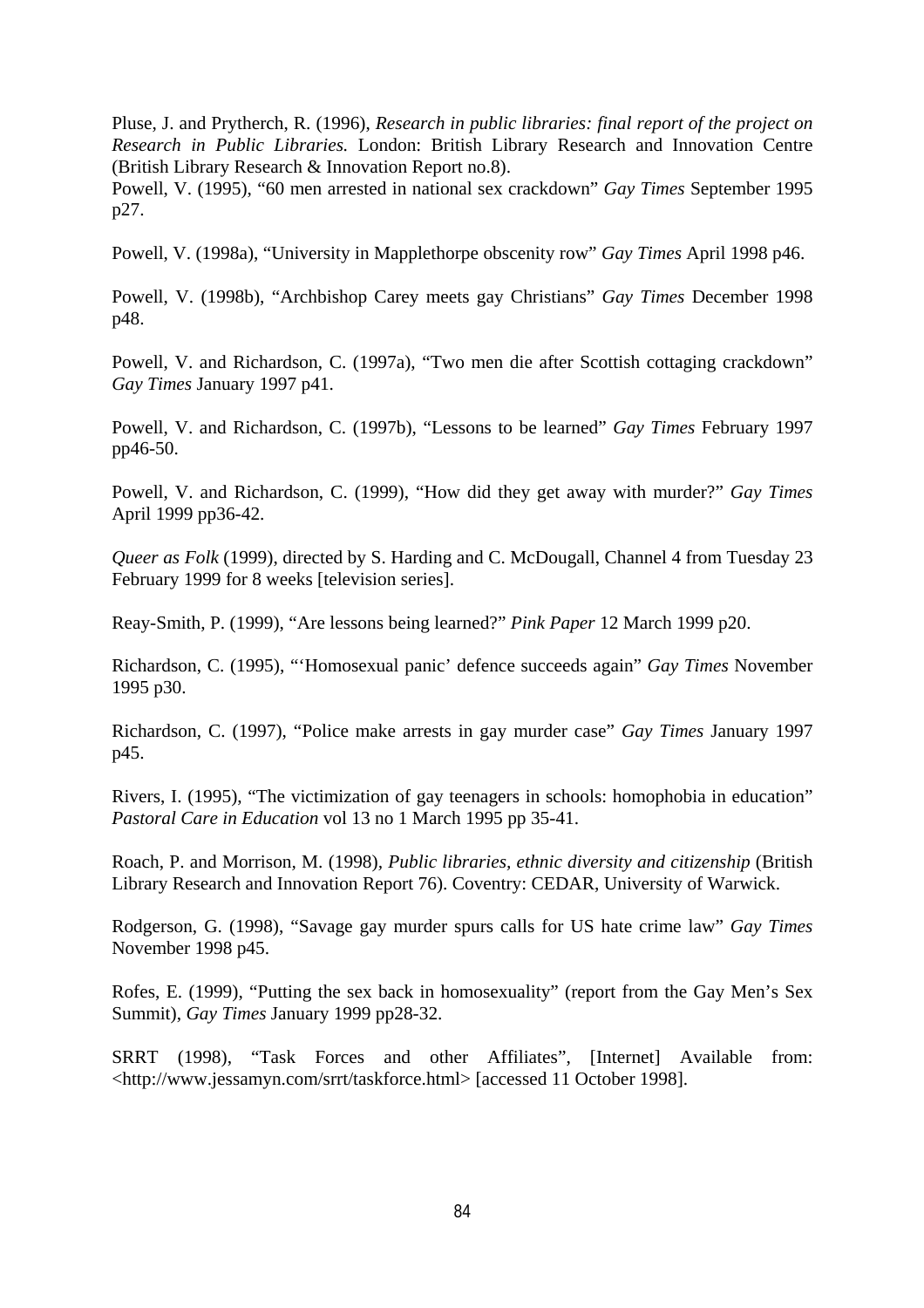Pluse, J. and Prytherch, R. (1996), *Research in public libraries: final report of the project on Research in Public Libraries.* London: British Library Research and Innovation Centre (British Library Research & Innovation Report no.8).

Powell, V. (1995), "60 men arrested in national sex crackdown" *Gay Times* September 1995 p27.

Powell, V. (1998a), "University in Mapplethorpe obscenity row" *Gay Times* April 1998 p46.

Powell, V. (1998b), "Archbishop Carey meets gay Christians" *Gay Times* December 1998 p48.

Powell, V. and Richardson, C. (1997a), "Two men die after Scottish cottaging crackdown" *Gay Times* January 1997 p41.

Powell, V. and Richardson, C. (1997b), "Lessons to be learned" *Gay Times* February 1997 pp46-50.

Powell, V. and Richardson, C. (1999), "How did they get away with murder?" *Gay Times* April 1999 pp36-42.

*Queer as Folk* (1999), directed by S. Harding and C. McDougall, Channel 4 from Tuesday 23 February 1999 for 8 weeks [television series].

Reay-Smith, P. (1999), "Are lessons being learned?" *Pink Paper* 12 March 1999 p20.

Richardson, C. (1995), "'Homosexual panic' defence succeeds again" *Gay Times* November 1995 p30.

Richardson, C. (1997), "Police make arrests in gay murder case" *Gay Times* January 1997 p45.

Rivers, I. (1995), "The victimization of gay teenagers in schools: homophobia in education" *Pastoral Care in Education* vol 13 no 1 March 1995 pp 35-41.

Roach, P. and Morrison, M. (1998), *Public libraries, ethnic diversity and citizenship* (British Library Research and Innovation Report 76). Coventry: CEDAR, University of Warwick.

Rodgerson, G. (1998), "Savage gay murder spurs calls for US hate crime law" *Gay Times* November 1998 p45.

Rofes, E. (1999), "Putting the sex back in homosexuality" (report from the Gay Men's Sex Summit), *Gay Times* January 1999 pp28-32.

SRRT (1998), "Task Forces and other Affiliates", [Internet] Available from: <http://www.jessamyn.com/srrt/taskforce.html> [accessed 11 October 1998].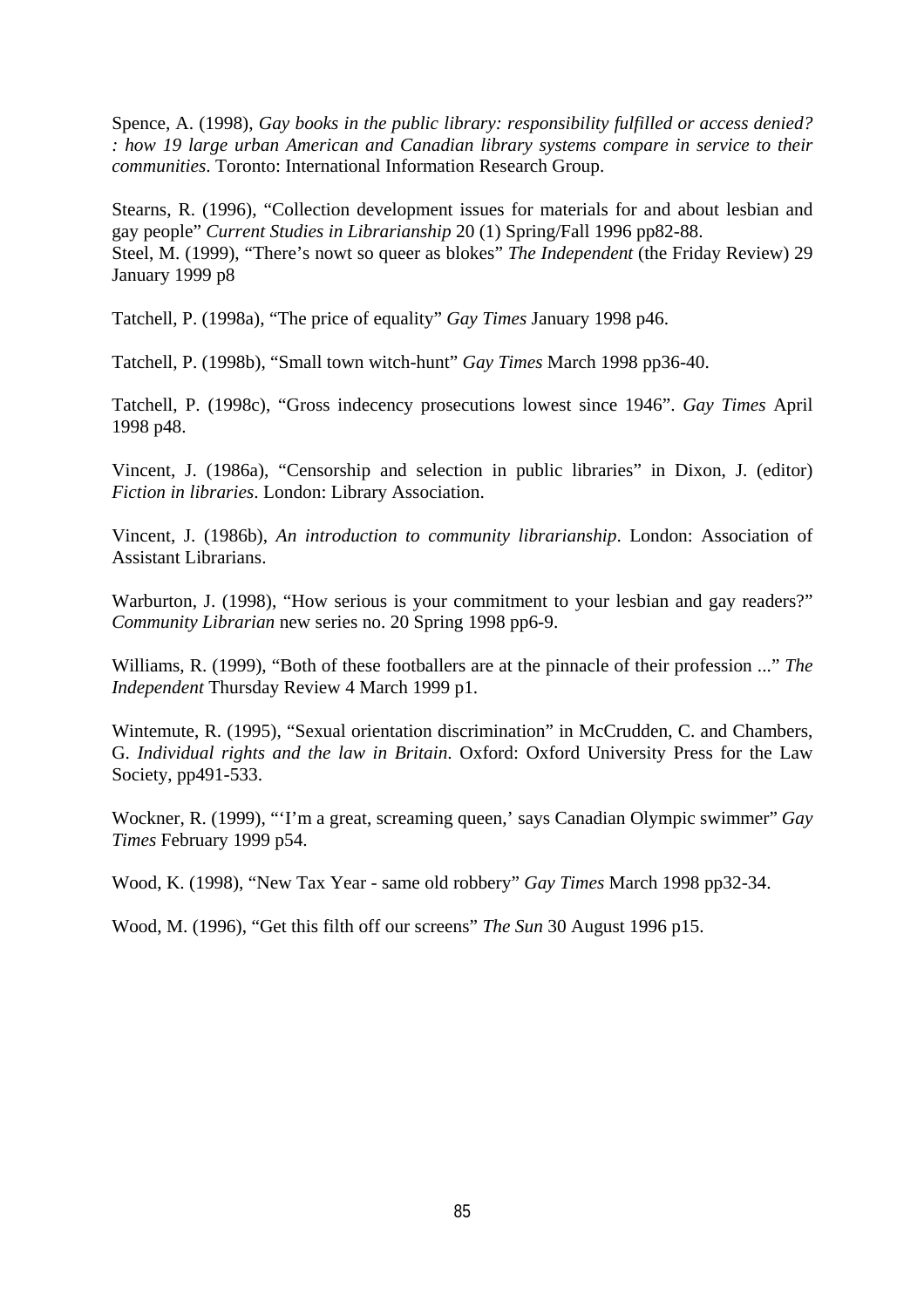Spence, A. (1998), *Gay books in the public library: responsibility fulfilled or access denied? : how 19 large urban American and Canadian library systems compare in service to their communities*. Toronto: International Information Research Group.

Stearns, R. (1996), "Collection development issues for materials for and about lesbian and gay people" *Current Studies in Librarianship* 20 (1) Spring/Fall 1996 pp82-88.
Steel, M. (1999), "There's nowt so queer as blokes" *The Independent* (the Friday Review) 29 January 1999 p8

Tatchell, P. (1998a), "The price of equality" *Gay Times* January 1998 p46.

Tatchell, P. (1998b), "Small town witch-hunt" *Gay Times* March 1998 pp36-40.

Tatchell, P. (1998c), "Gross indecency prosecutions lowest since 1946". *Gay Times* April 1998 p48.

Vincent, J. (1986a), "Censorship and selection in public libraries" in Dixon, J. (editor) *Fiction in libraries*. London: Library Association.

Vincent, J. (1986b), *An introduction to community librarianship*. London: Association of Assistant Librarians.

Warburton, J. (1998), "How serious is your commitment to your lesbian and gay readers?" *Community Librarian* new series no. 20 Spring 1998 pp6-9.

Williams, R. (1999), "Both of these footballers are at the pinnacle of their profession ..." *The Independent* Thursday Review 4 March 1999 p1.

Wintemute, R. (1995), "Sexual orientation discrimination" in McCrudden, C. and Chambers, G. *Individual rights and the law in Britain*. Oxford: Oxford University Press for the Law Society, pp491-533.

Wockner, R. (1999), "'I'm a great, screaming queen,' says Canadian Olympic swimmer" *Gay Times* February 1999 p54.

Wood, K. (1998), "New Tax Year - same old robbery" *Gay Times* March 1998 pp32-34.

Wood, M. (1996), "Get this filth off our screens" *The Sun* 30 August 1996 p15.